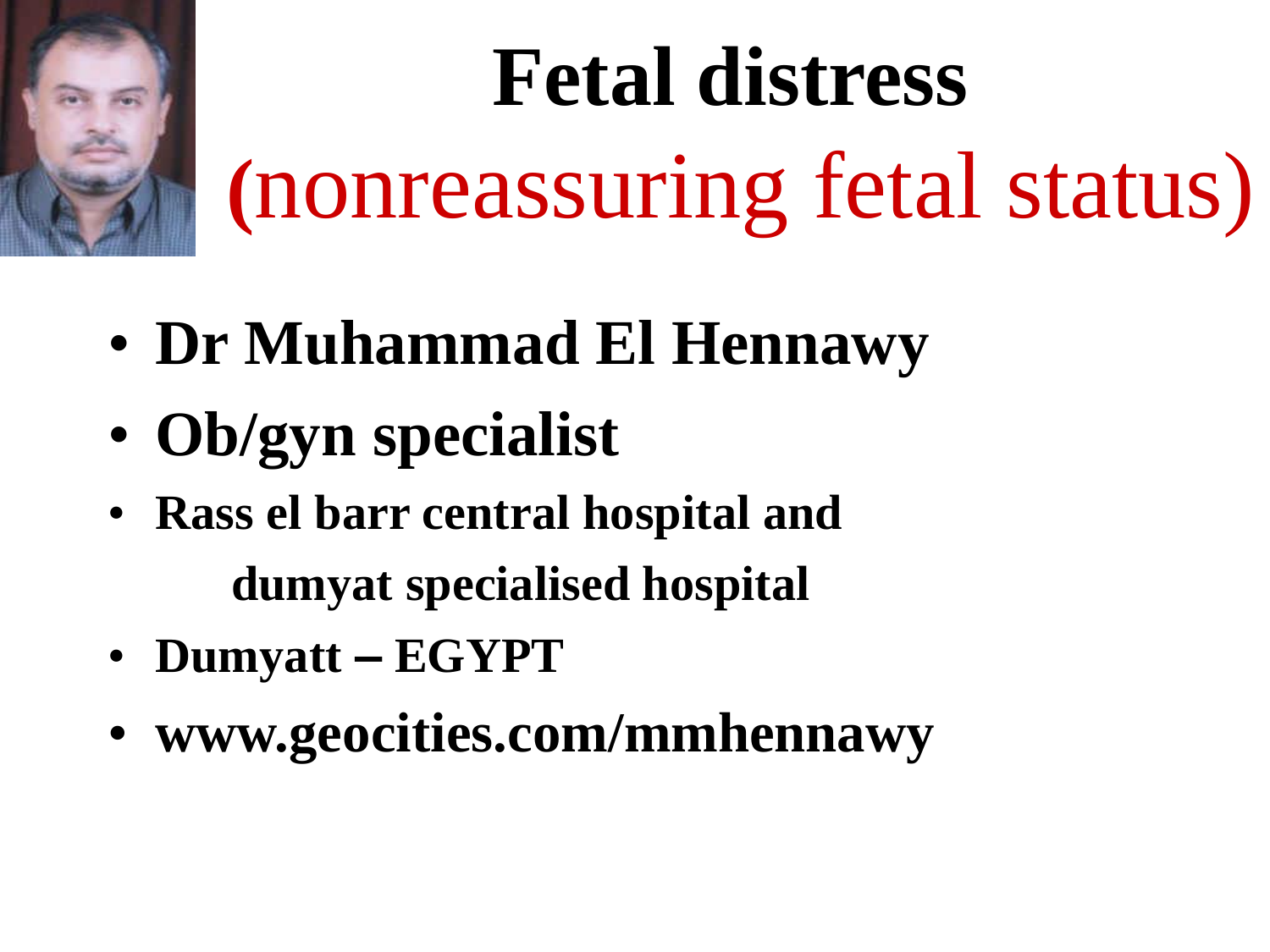# Fetal distress
## (nonreassuring fetal status)

- **Dr Muhammad El Hennawy**
- **Ob/gyn specialist**
- **Rass el barr central hospital and dumyat specialised hospital**
- **Dumyatt – EGYPT**
- **www.geocities.com/mmhennawy**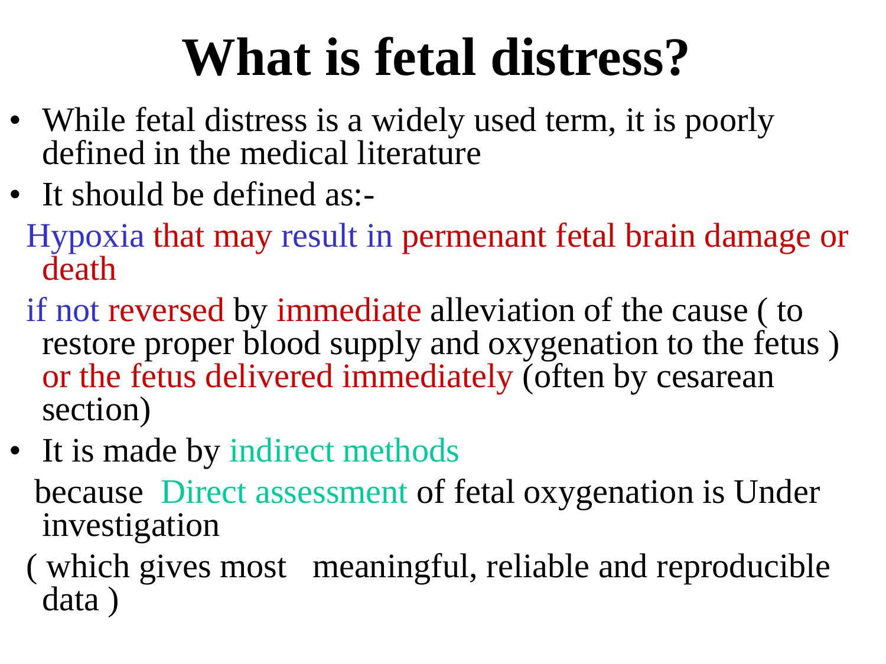# What is fetal distress?

- While fetal distress is a widely used term, it is poorly defined in the medical literature
- It should be defined as:-

Hypoxia that may result in permenant fetal brain damage or death

if not reversed by immediate alleviation of the cause ( to restore proper blood supply and oxygenation to the fetus ) or the fetus delivered immediately (often by cesarean section)

- It is made by indirect methods

because Direct assessment of fetal oxygenation is Under investigation

( which gives most meaningful, reliable and reproducible data )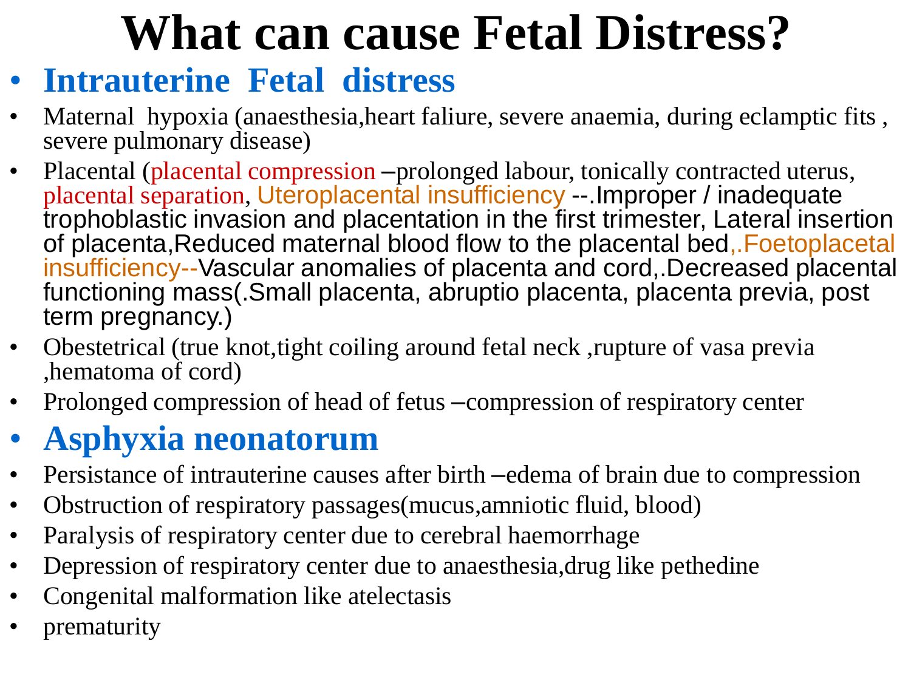# What can cause Fetal Distress?

- **Intrauterine Fetal distress**
- Maternal hypoxia (anaesthesia,heart faliure, severe anaemia, during eclamptic fits , severe pulmonary disease)
- Placental (placental compression –prolonged labour, tonically contracted uterus, placental separation, Uteroplacental insufficiency --.Improper / inadequate trophoblastic invasion and placentation in the first trimester, Lateral insertion of placenta,Reduced maternal blood flow to the placental bed,.Foetoplacetal insufficiency--Vascular anomalies of placenta and cord,.Decreased placental functioning mass(.Small placenta, abruptio placenta, placenta previa, post term pregnancy.)
- Obestetrical (true knot,tight coiling around fetal neck ,rupture of vasa previa ,hematoma of cord)
- Prolonged compression of head of fetus –compression of respiratory center
- **Asphyxia neonatorum**
- Persistance of intrauterine causes after birth –edema of brain due to compression
- Obstruction of respiratory passages(mucus,amniotic fluid, blood)
- Paralysis of respiratory center due to cerebral haemorrhage
- Depression of respiratory center due to anaesthesia,drug like pethedine
- Congenital malformation like atelectasis
- prematurity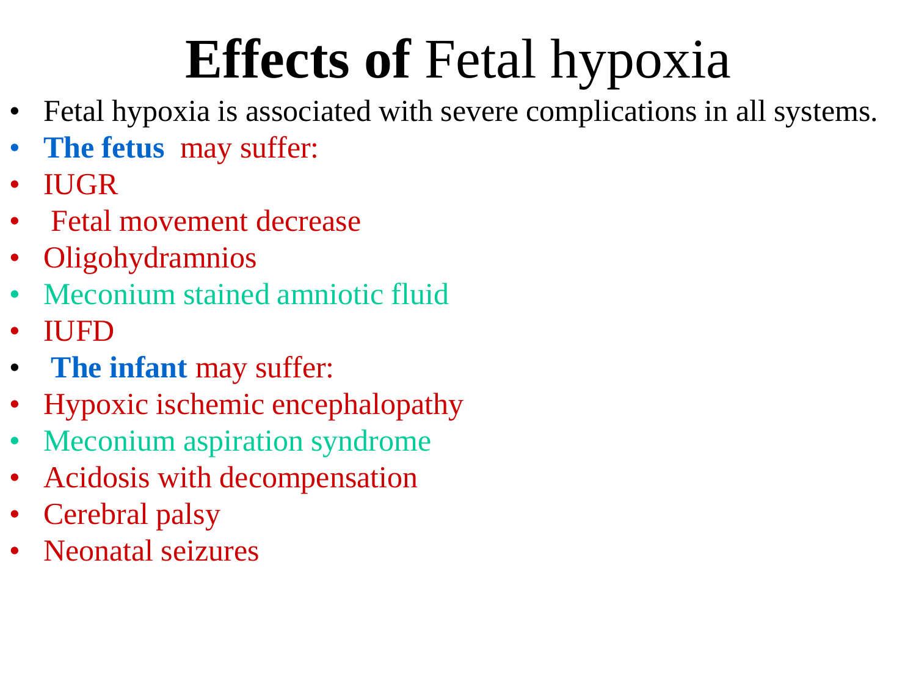# **Effects of** Fetal hypoxia

- Fetal hypoxia is associated with severe complications in all systems.
- **The fetus** may suffer:
- IUGR
- Fetal movement decrease
- Oligohydramnios
- Meconium stained amniotic fluid
- IUFD
- **The infant** may suffer:
- Hypoxic ischemic encephalopathy
- Meconium aspiration syndrome
- Acidosis with decompensation
- Cerebral palsy
- Neonatal seizures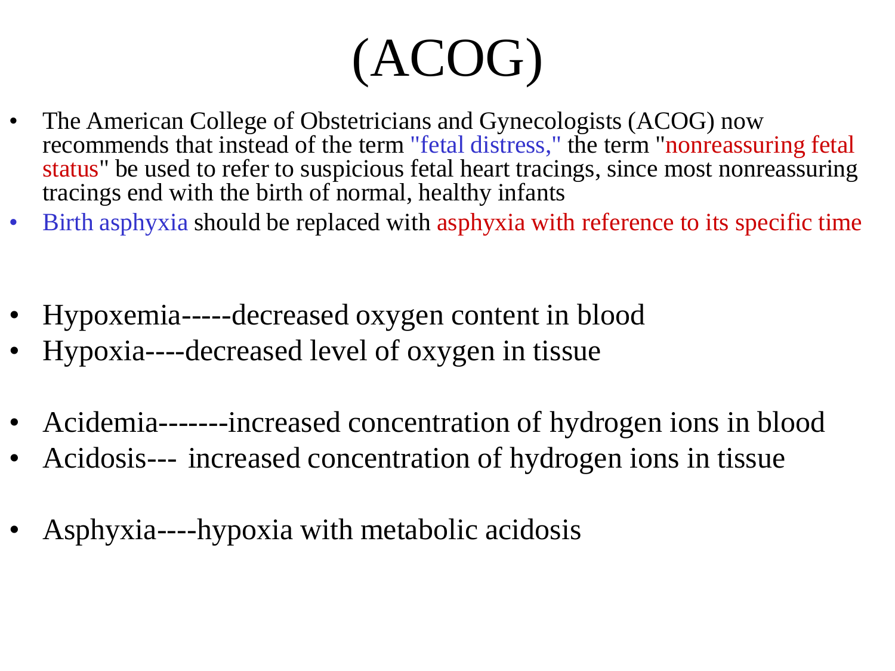# (ACOG)

- The American College of Obstetricians and Gynecologists (ACOG) now recommends that instead of the term "fetal distress," the term "nonreassuring fetal status" be used to refer to suspicious fetal heart tracings, since most nonreassuring tracings end with the birth of normal, healthy infants
- Birth asphyxia should be replaced with asphyxia with reference to its specific time

- Hypoxemia-----decreased oxygen content in blood
- Hypoxia----decreased level of oxygen in tissue

- Acidemia-------increased concentration of hydrogen ions in blood
- Acidosis--- increased concentration of hydrogen ions in tissue

- Asphyxia----hypoxia with metabolic acidosis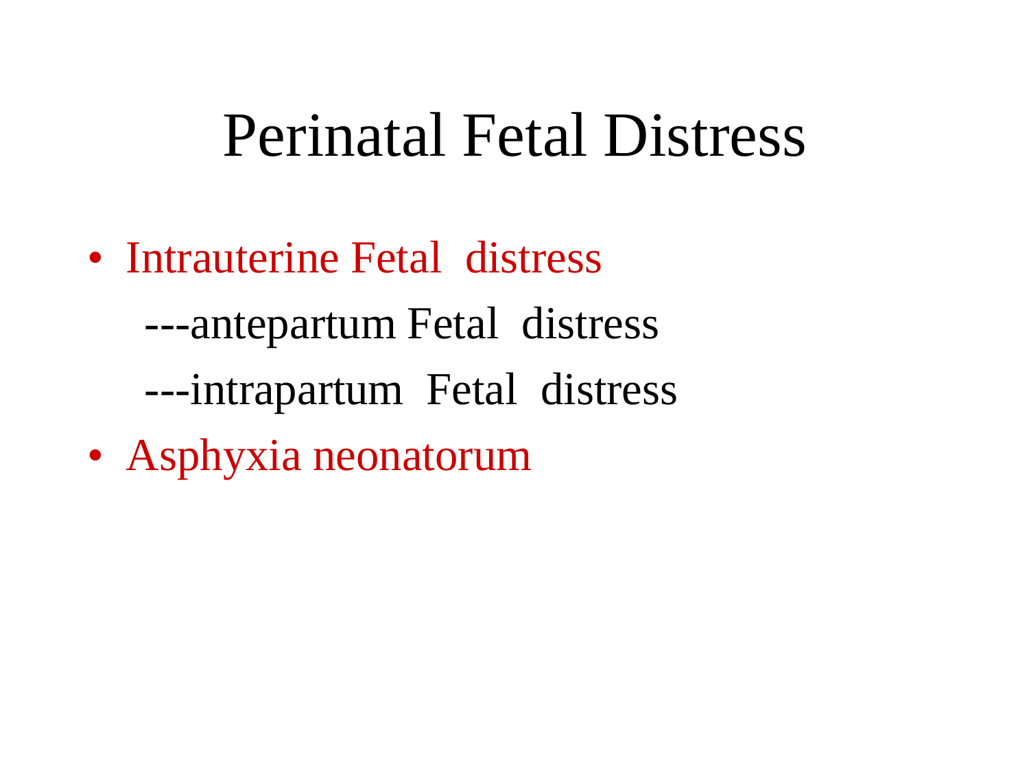# Perinatal Fetal Distress

- Intrauterine Fetal distress

  ---antepartum Fetal distress

  ---intrapartum Fetal distress

- Asphyxia neonatorum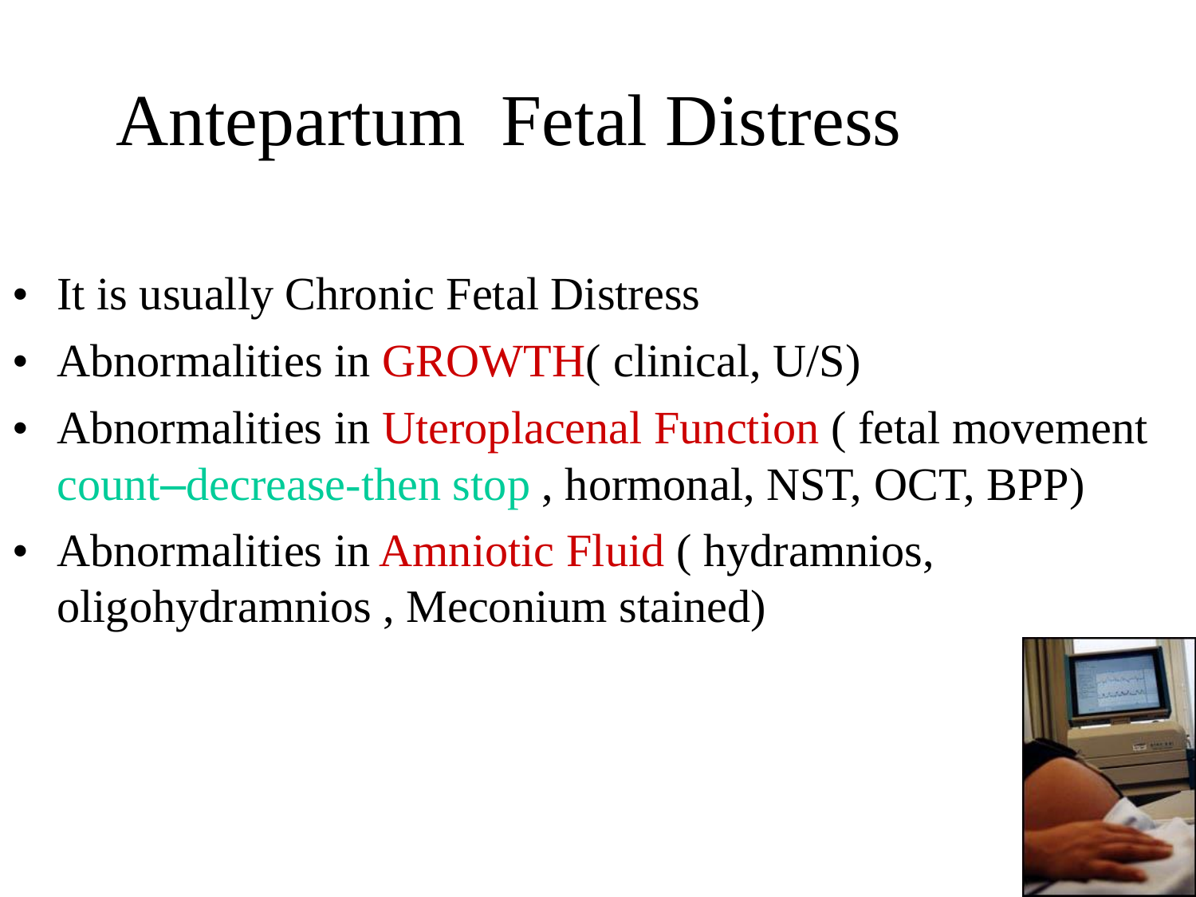# Antepartum Fetal Distress

- It is usually Chronic Fetal Distress
- Abnormalities in GROWTH( clinical, U/S)
- Abnormalities in Uteroplacenal Function ( fetal movement count–decrease-then stop , hormonal, NST, OCT, BPP)
- Abnormalities in Amniotic Fluid ( hydramnios, oligohydramnios , Meconium stained)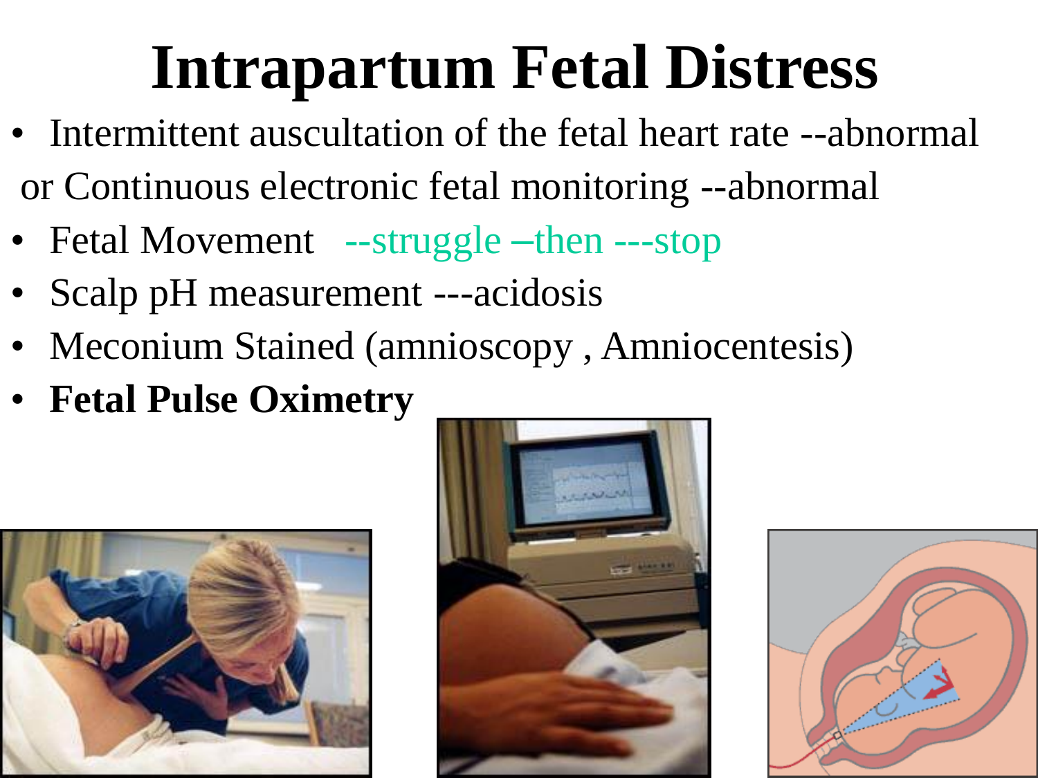# Intrapartum Fetal Distress

- Intermittent auscultation of the fetal heart rate --abnormal or Continuous electronic fetal monitoring --abnormal
- Fetal Movement --struggle –then ---stop
- Scalp pH measurement ---acidosis
- Meconium Stained (amnioscopy , Amniocentesis)
- **Fetal Pulse Oximetry**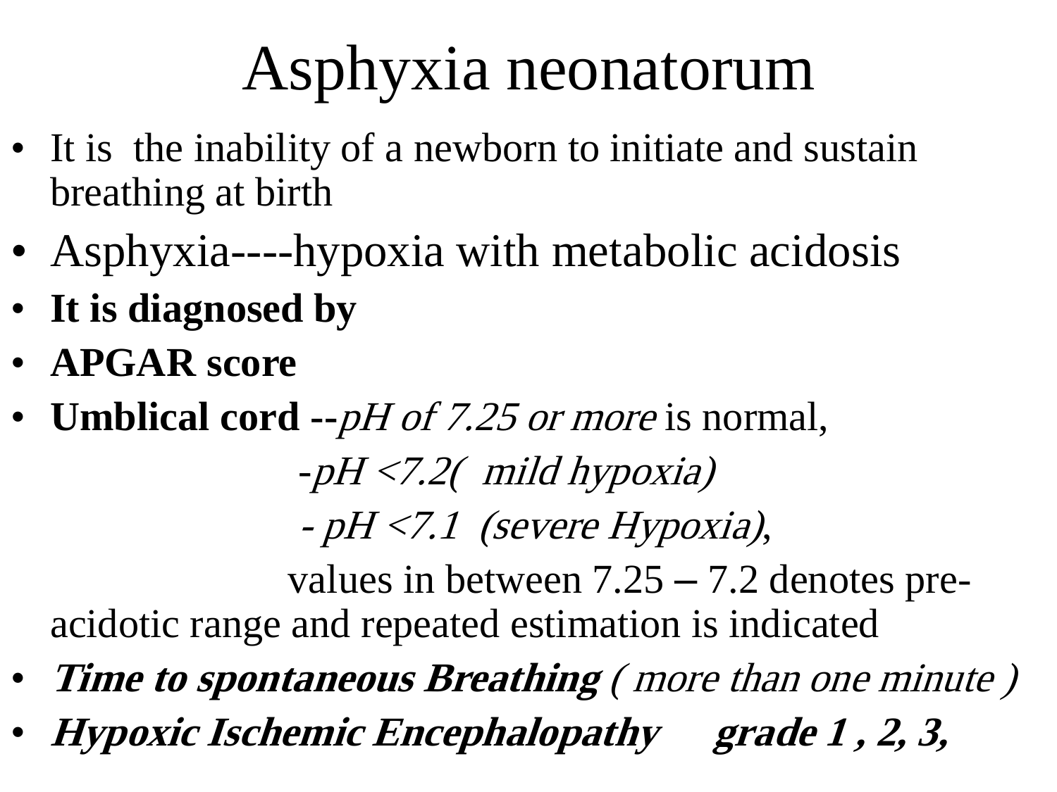# Asphyxia neonatorum

- It is the inability of a newborn to initiate and sustain breathing at birth
- Asphyxia----hypoxia with metabolic acidosis
- **It is diagnosed by**
- **APGAR score**
- **Umblical cord --***pH of 7.25 or more* is normal,

  -*pH <7.2( mild hypoxia)*

  *- pH <7.1 (severe Hypoxia),*

  values in between 7.25 – 7.2 denotes pre-acidotic range and repeated estimation is indicated
- ***Time to spontaneous Breathing*** *( more than one minute )*
- ***Hypoxic Ischemic Encephalopathy grade 1 , 2, 3,***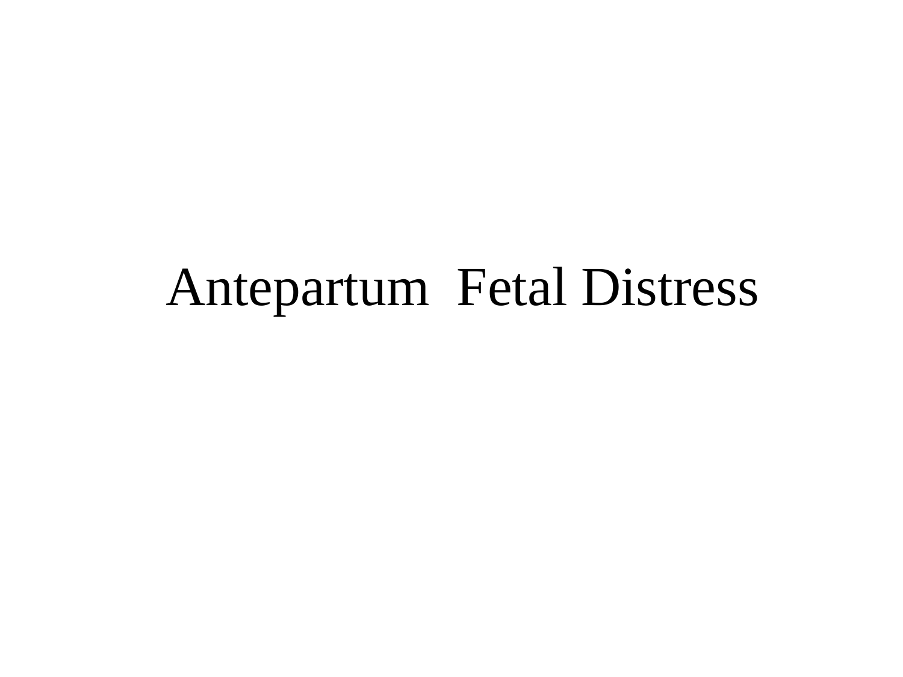# Antepartum Fetal Distress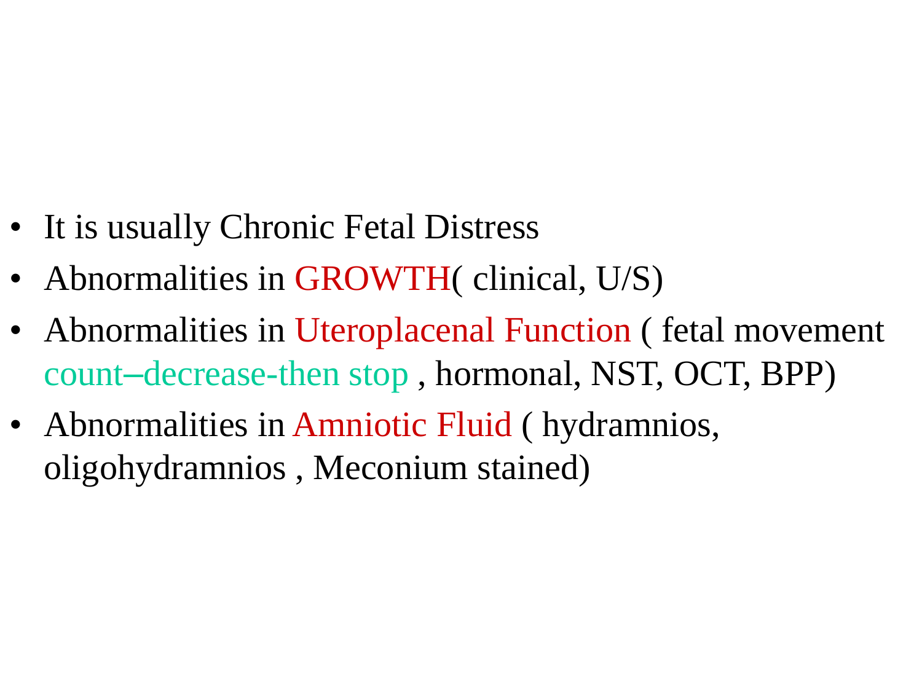- It is usually Chronic Fetal Distress
- Abnormalities in GROWTH( clinical, U/S)
- Abnormalities in Uteroplacenal Function ( fetal movement count–decrease-then stop , hormonal, NST, OCT, BPP)
- Abnormalities in Amniotic Fluid ( hydramnios, oligohydramnios , Meconium stained)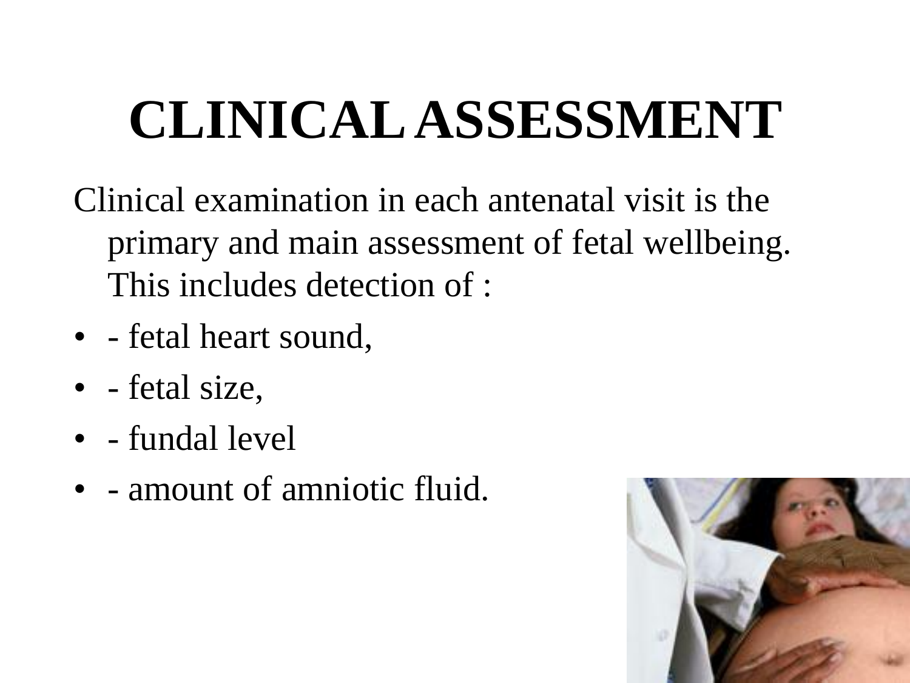# CLINICAL ASSESSMENT

Clinical examination in each antenatal visit is the primary and main assessment of fetal wellbeing. This includes detection of :

- - fetal heart sound,
- - fetal size,
- - fundal level
- - amount of amniotic fluid.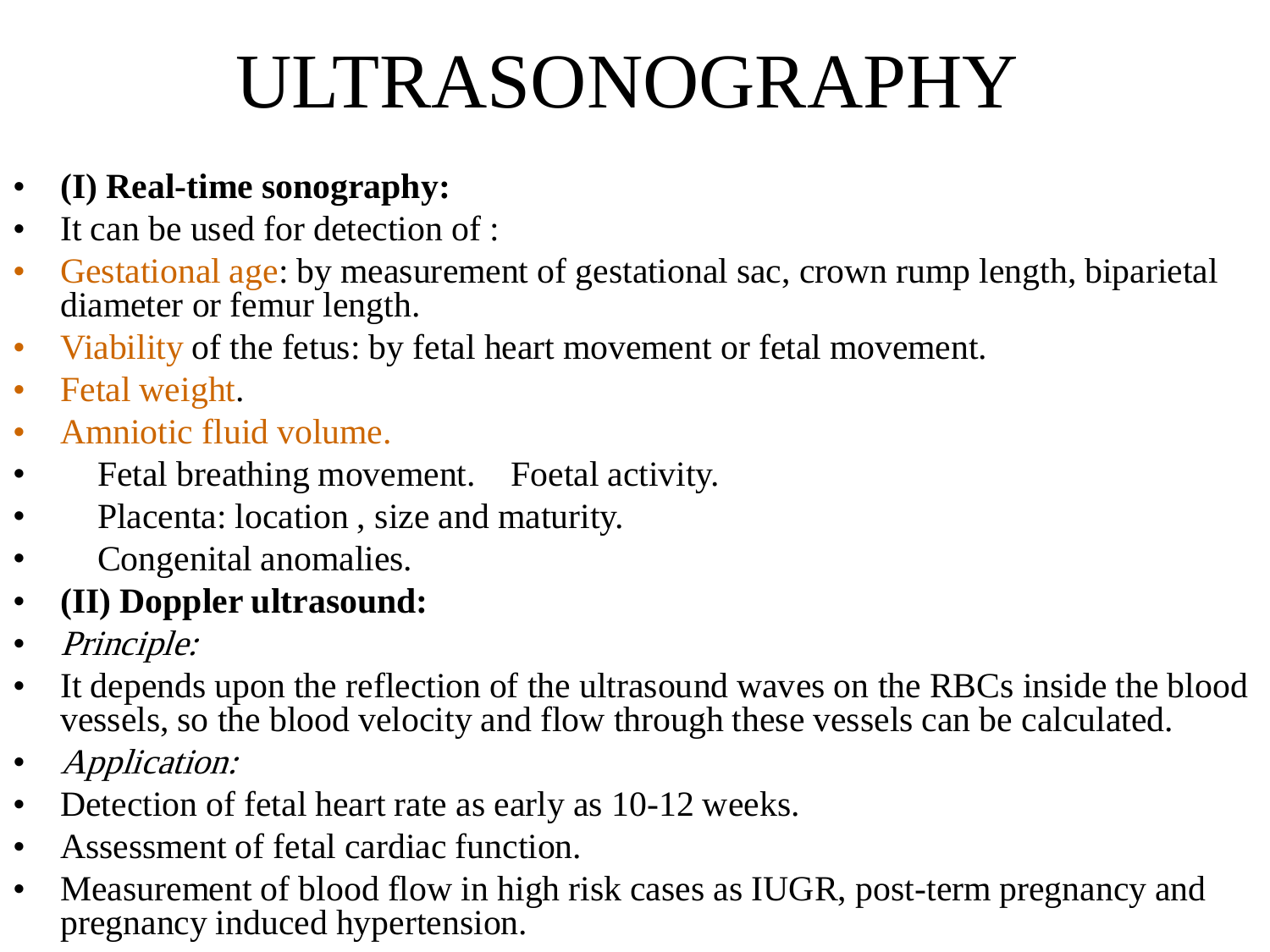# ULTRASONOGRAPHY

- **(I) Real-time sonography:**
- It can be used for detection of :
- Gestational age: by measurement of gestational sac, crown rump length, biparietal diameter or femur length.
- Viability of the fetus: by fetal heart movement or fetal movement.
- Fetal weight.
- Amniotic fluid volume.
- Fetal breathing movement. Foetal activity.
- Placenta: location , size and maturity.
- Congenital anomalies.
- **(II) Doppler ultrasound:**
- *Principle:*
- It depends upon the reflection of the ultrasound waves on the RBCs inside the blood vessels, so the blood velocity and flow through these vessels can be calculated.
- *Application:*
- Detection of fetal heart rate as early as 10-12 weeks.
- Assessment of fetal cardiac function.
- Measurement of blood flow in high risk cases as IUGR, post-term pregnancy and pregnancy induced hypertension.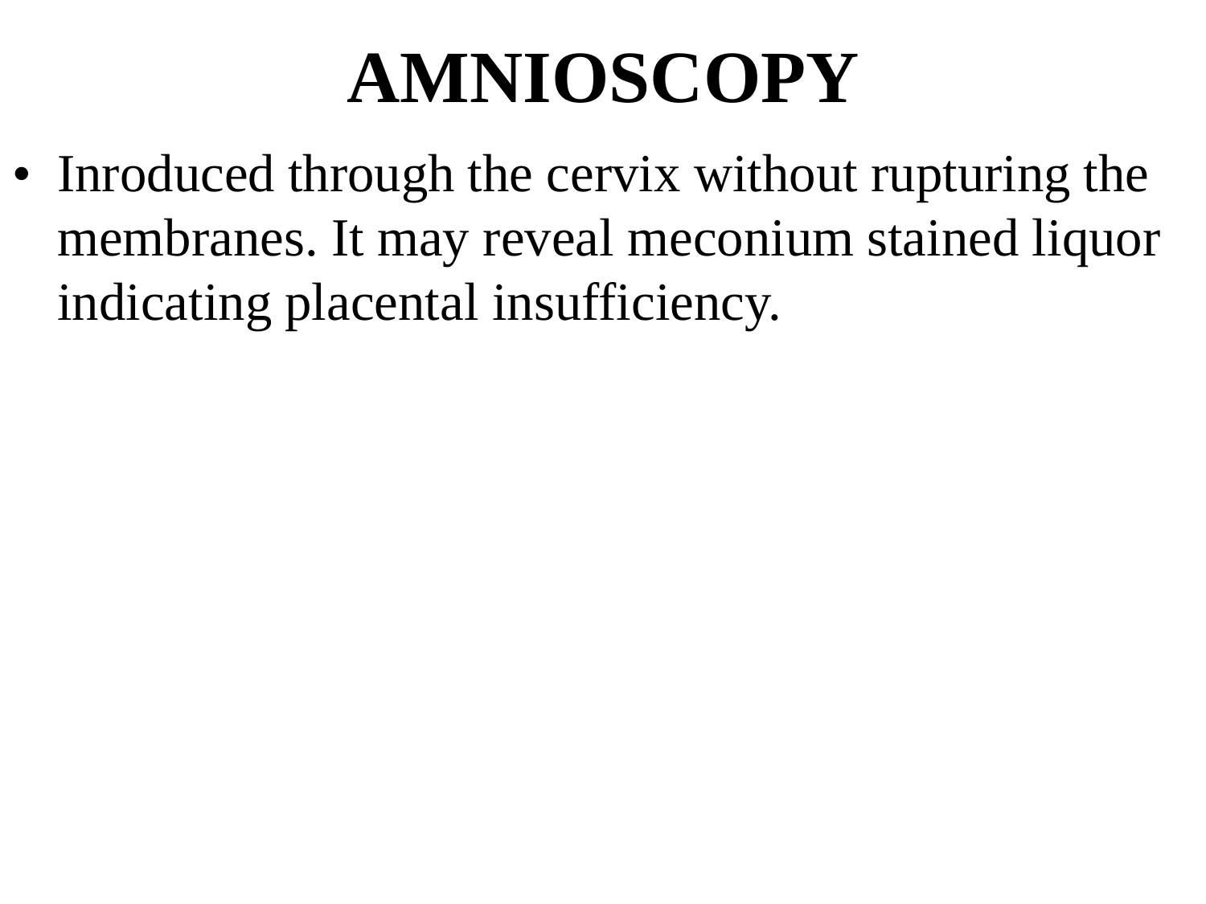# AMNIOSCOPY

- Inroduced through the cervix without rupturing the membranes. It may reveal meconium stained liquor indicating placental insufficiency.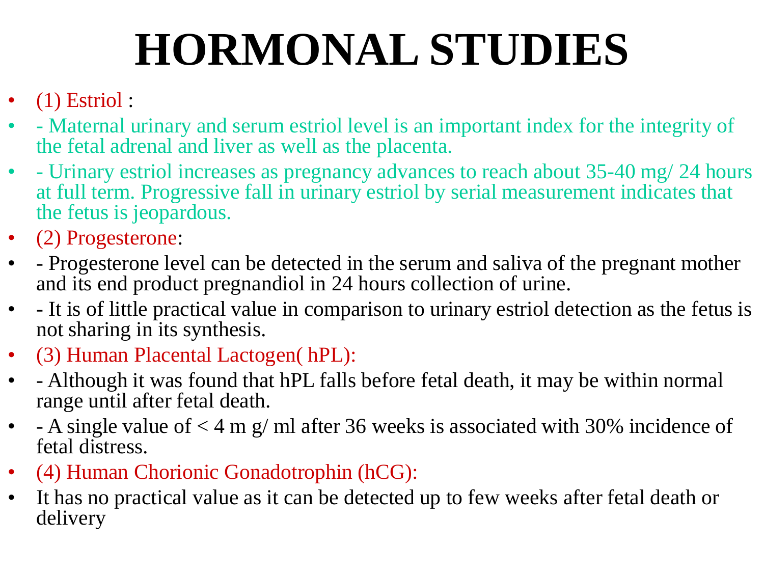# HORMONAL STUDIES

- (1) Estriol :
- - Maternal urinary and serum estriol level is an important index for the integrity of the fetal adrenal and liver as well as the placenta.
- - Urinary estriol increases as pregnancy advances to reach about 35-40 mg/ 24 hours at full term. Progressive fall in urinary estriol by serial measurement indicates that the fetus is jeopardous.
- (2) Progesterone:
- - Progesterone level can be detected in the serum and saliva of the pregnant mother and its end product pregnandiol in 24 hours collection of urine.
- - It is of little practical value in comparison to urinary estriol detection as the fetus is not sharing in its synthesis.
- (3) Human Placental Lactogen( hPL):
- - Although it was found that hPL falls before fetal death, it may be within normal range until after fetal death.
- - A single value of < 4 m g/ ml after 36 weeks is associated with 30% incidence of fetal distress.
- (4) Human Chorionic Gonadotrophin (hCG):
- It has no practical value as it can be detected up to few weeks after fetal death or delivery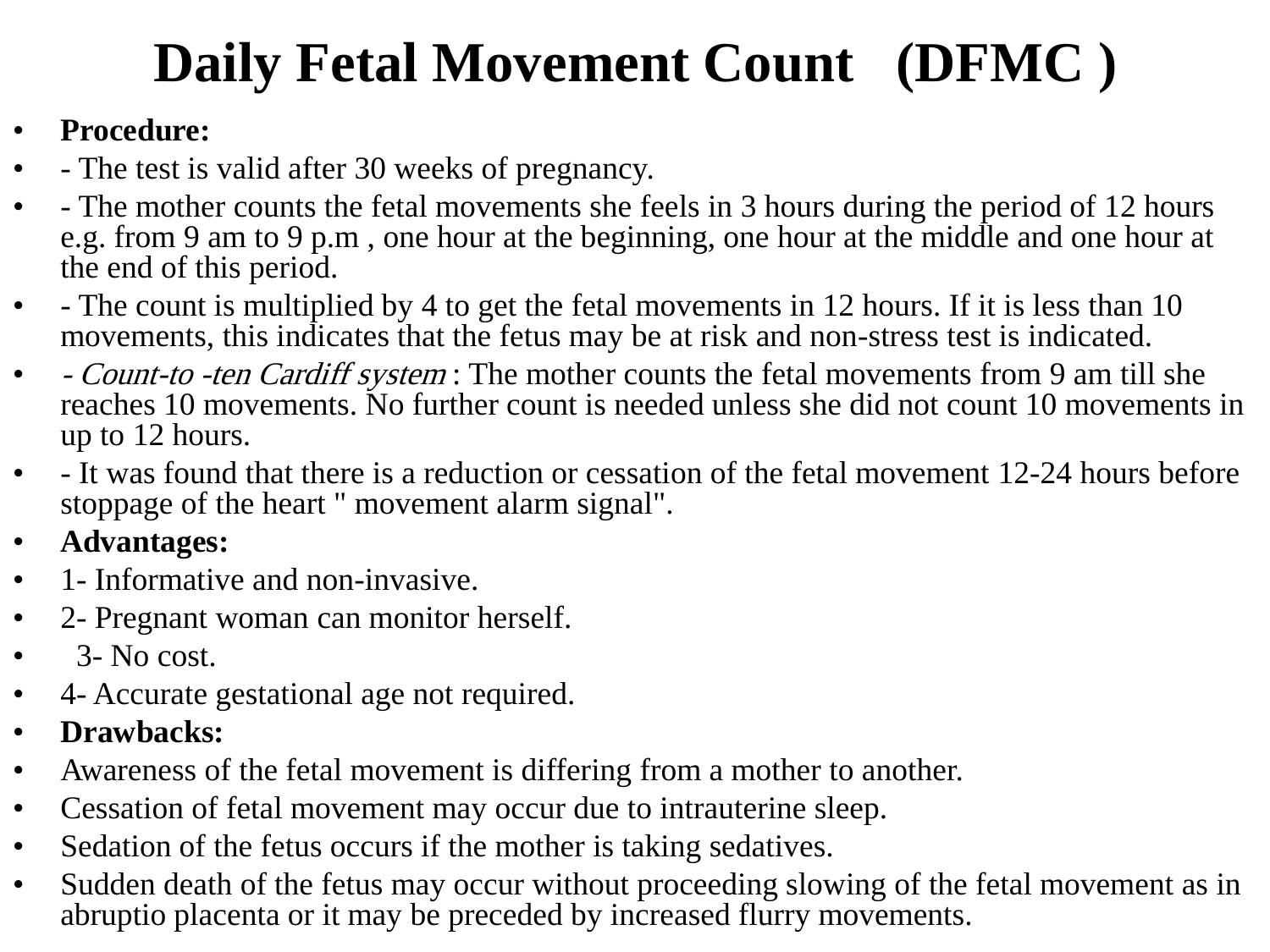# Daily Fetal Movement Count (DFMC)

- **Procedure:**
- - The test is valid after 30 weeks of pregnancy.
- - The mother counts the fetal movements she feels in 3 hours during the period of 12 hours e.g. from 9 am to 9 p.m , one hour at the beginning, one hour at the middle and one hour at the end of this period.
- - The count is multiplied by 4 to get the fetal movements in 12 hours. If it is less than 10 movements, this indicates that the fetus may be at risk and non-stress test is indicated.
- *- Count-to -ten Cardiff system* : The mother counts the fetal movements from 9 am till she reaches 10 movements. No further count is needed unless she did not count 10 movements in up to 12 hours.
- - It was found that there is a reduction or cessation of the fetal movement 12-24 hours before stoppage of the heart " movement alarm signal".
- **Advantages:**
- 1- Informative and non-invasive.
- 2- Pregnant woman can monitor herself.
- 3- No cost.
- 4- Accurate gestational age not required.
- **Drawbacks:**
- Awareness of the fetal movement is differing from a mother to another.
- Cessation of fetal movement may occur due to intrauterine sleep.
- Sedation of the fetus occurs if the mother is taking sedatives.
- Sudden death of the fetus may occur without proceeding slowing of the fetal movement as in abruptio placenta or it may be preceded by increased flurry movements.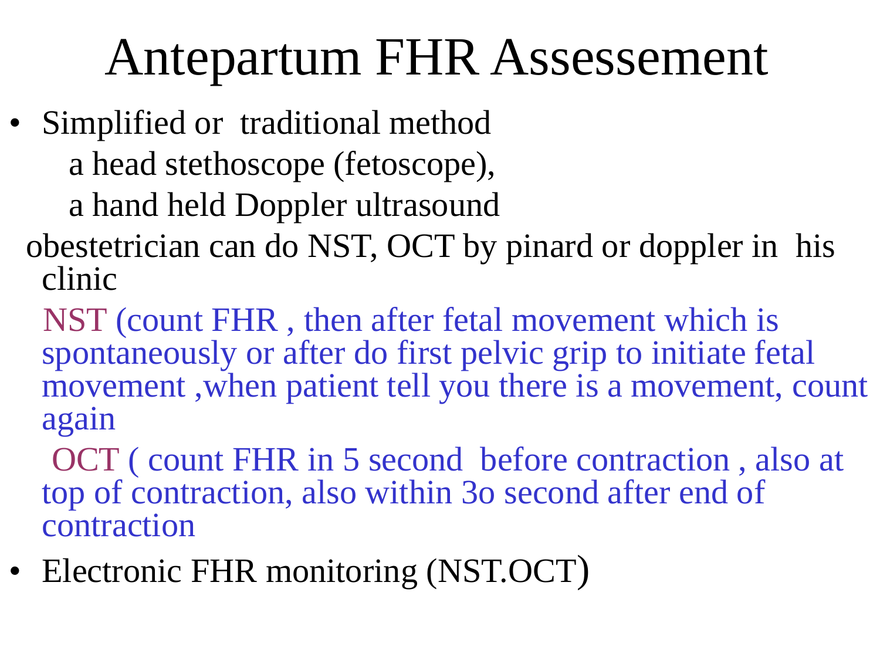# Antepartum FHR Assessement

- Simplified or traditional method

  a head stethoscope (fetoscope),

  a hand held Doppler ultrasound

  obestetrician can do NST, OCT by pinard or doppler in his clinic

  NST (count FHR , then after fetal movement which is spontaneously or after do first pelvic grip to initiate fetal movement ,when patient tell you there is a movement, count again

  OCT ( count FHR in 5 second before contraction , also at top of contraction, also within 3o second after end of contraction

- Electronic FHR monitoring (NST.OCT)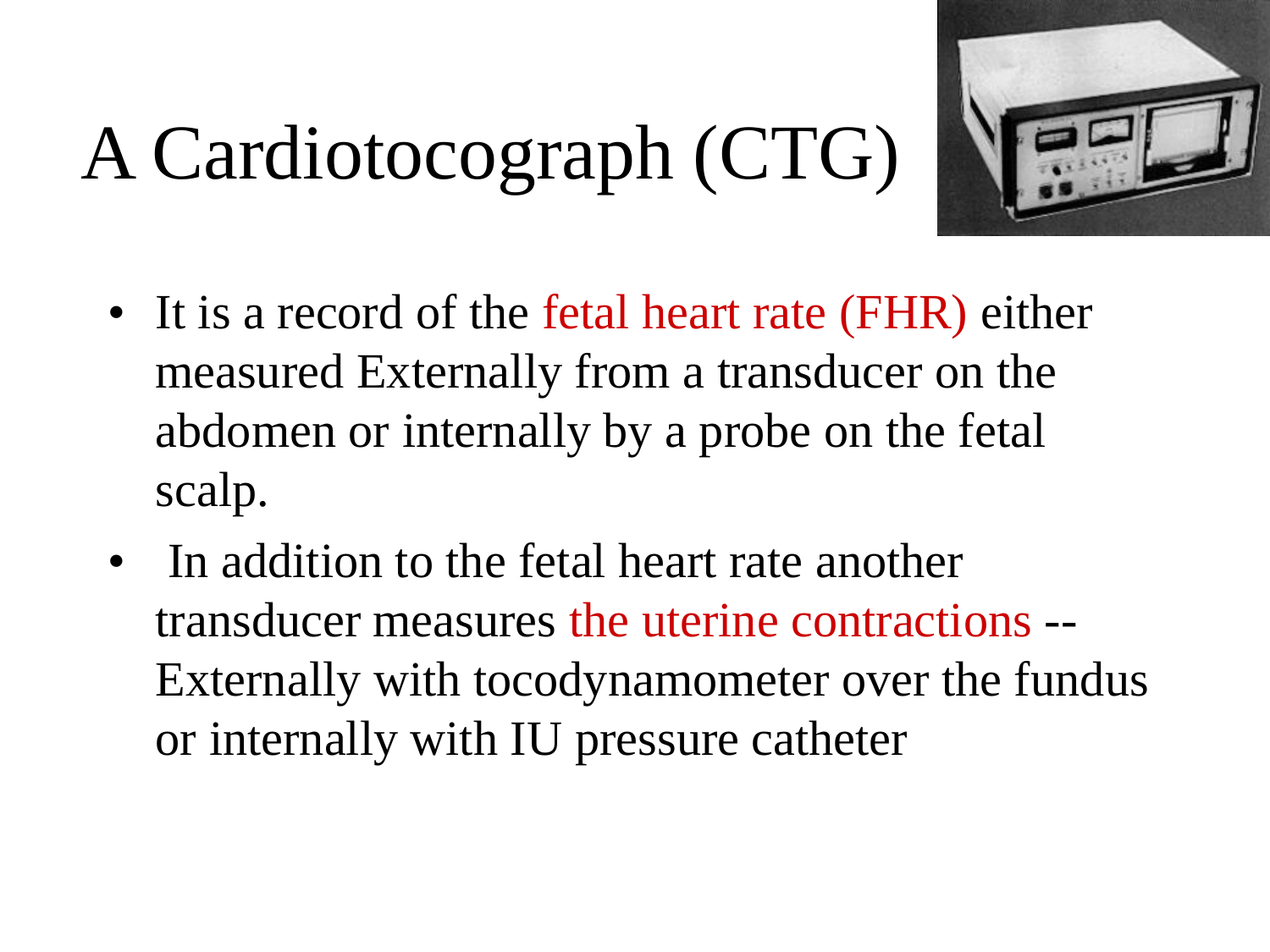# A Cardiotocograph (CTG)

- It is a record of the fetal heart rate (FHR) either measured Externally from a transducer on the abdomen or internally by a probe on the fetal scalp.
- In addition to the fetal heart rate another transducer measures the uterine contractions -- Externally with tocodynamometer over the fundus or internally with IU pressure catheter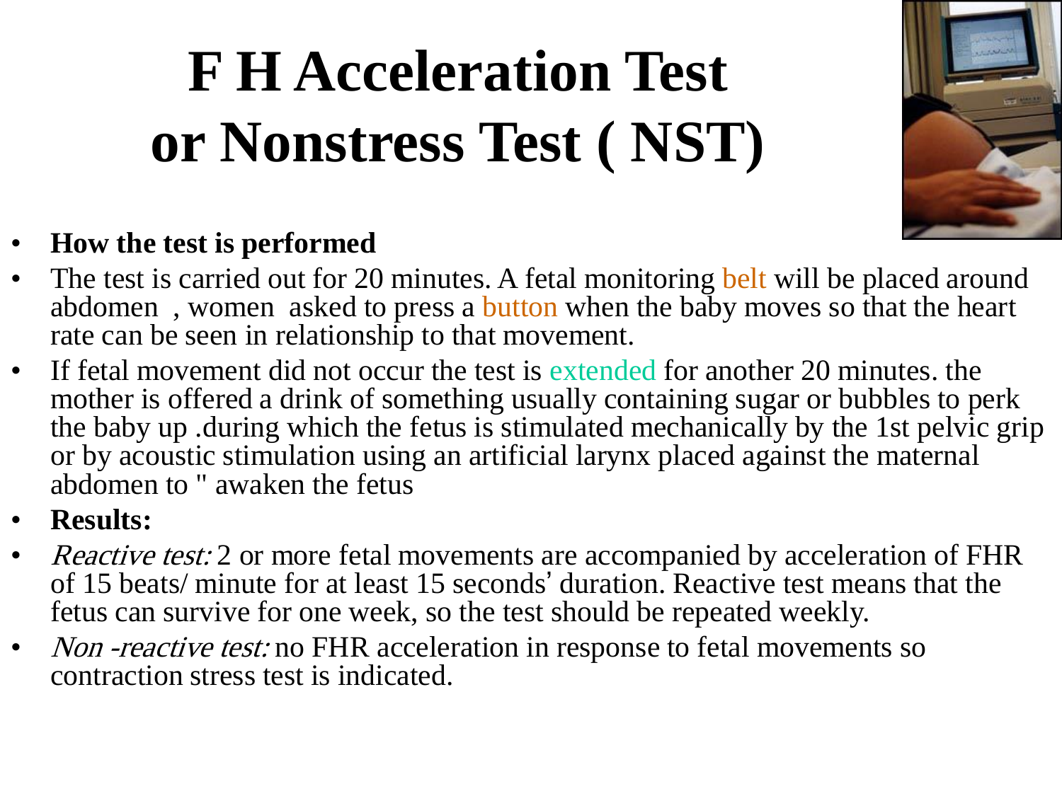# F H Acceleration Test or Nonstress Test ( NST)

- **How the test is performed**
- The test is carried out for 20 minutes. A fetal monitoring belt will be placed around abdomen , women asked to press a button when the baby moves so that the heart rate can be seen in relationship to that movement.
- If fetal movement did not occur the test is extended for another 20 minutes. the mother is offered a drink of something usually containing sugar or bubbles to perk the baby up .during which the fetus is stimulated mechanically by the 1st pelvic grip or by acoustic stimulation using an artificial larynx placed against the maternal abdomen to " awaken the fetus
- **Results:**
- *Reactive test:* 2 or more fetal movements are accompanied by acceleration of FHR of 15 beats/ minute for at least 15 seconds' duration. Reactive test means that the fetus can survive for one week, so the test should be repeated weekly.
- *Non -reactive test:* no FHR acceleration in response to fetal movements so contraction stress test is indicated.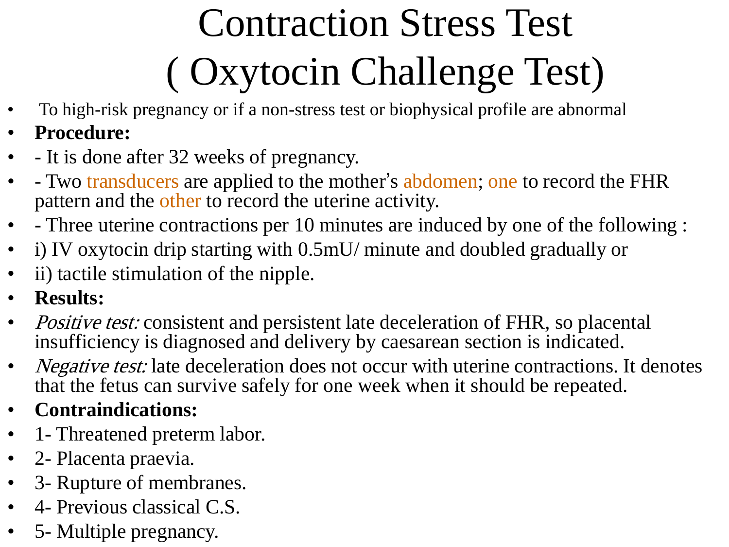# Contraction Stress Test ( Oxytocin Challenge Test)

- To high-risk pregnancy or if a non-stress test or biophysical profile are abnormal
- **Procedure:**
- - It is done after 32 weeks of pregnancy.
- - Two transducers are applied to the mother's abdomen; one to record the FHR pattern and the other to record the uterine activity.
- - Three uterine contractions per 10 minutes are induced by one of the following :
- i) IV oxytocin drip starting with 0.5mU/ minute and doubled gradually or
- ii) tactile stimulation of the nipple.
- **Results:**
- *Positive test:* consistent and persistent late deceleration of FHR, so placental insufficiency is diagnosed and delivery by caesarean section is indicated.
- *Negative test:* late deceleration does not occur with uterine contractions. It denotes that the fetus can survive safely for one week when it should be repeated.
- **Contraindications:**
- 1- Threatened preterm labor.
- 2- Placenta praevia.
- 3- Rupture of membranes.
- 4- Previous classical C.S.
- 5- Multiple pregnancy.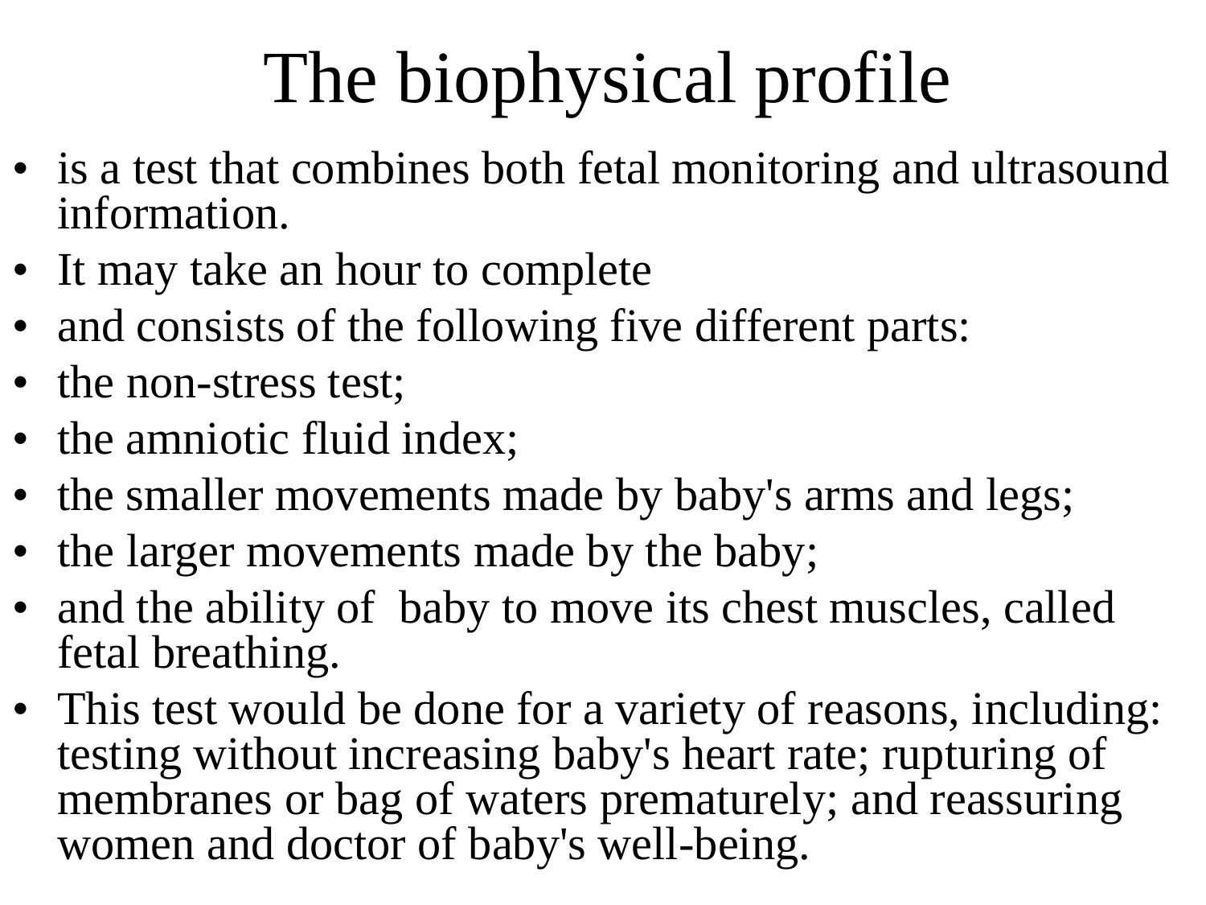# The biophysical profile

- is a test that combines both fetal monitoring and ultrasound information.
- It may take an hour to complete
- and consists of the following five different parts:
- the non-stress test;
- the amniotic fluid index;
- the smaller movements made by baby's arms and legs;
- the larger movements made by the baby;
- and the ability of baby to move its chest muscles, called fetal breathing.
- This test would be done for a variety of reasons, including: testing without increasing baby's heart rate; rupturing of membranes or bag of waters prematurely; and reassuring women and doctor of baby's well-being.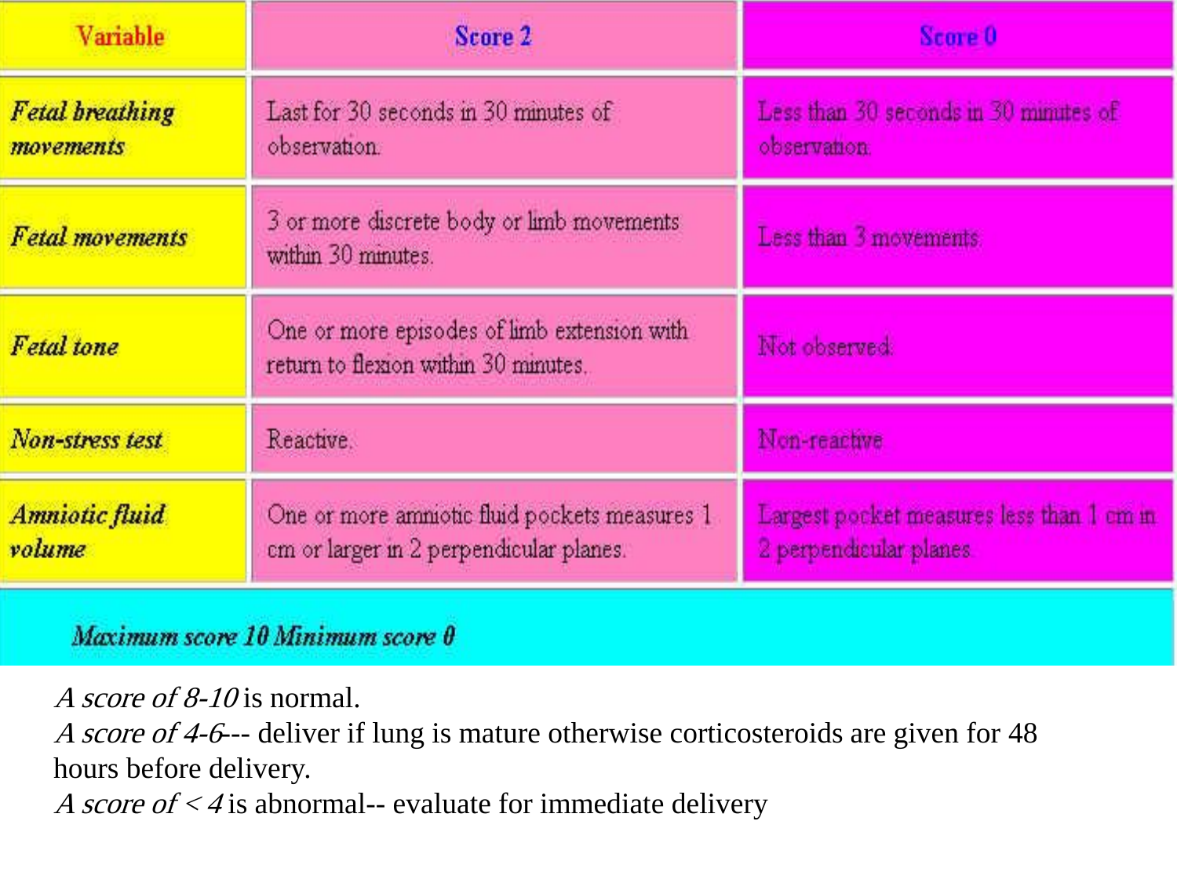| Variable | Score 2 | Score 0 |
|---|---|---|
| *Fetal breathing movements* | Last for 30 seconds in 30 minutes of observation. | Less than 30 seconds in 30 minutes of observation |
| *Fetal movements* | 3 or more discrete body or limb movements within 30 minutes. | Less than 3 movements |
| *Fetal tone* | One or more episodes of limb extension with return to flexion within 30 minutes. | Not observed |
| *Non-stress test* | Reactive. | Non-reactive |
| *Amniotic fluid volume* | One or more amniotic fluid pockets measures 1 cm or larger in 2 perpendicular planes. | Largest pocket measures less than 1 cm in 2 perpendicular planes |
| ***Maximum score 10 Minimum score 0*** | | |

*A score of 8-10* is normal.
*A score of 4-6*--- deliver if lung is mature otherwise corticosteroids are given for 48 hours before delivery.
*A score of < 4* is abnormal-- evaluate for immediate delivery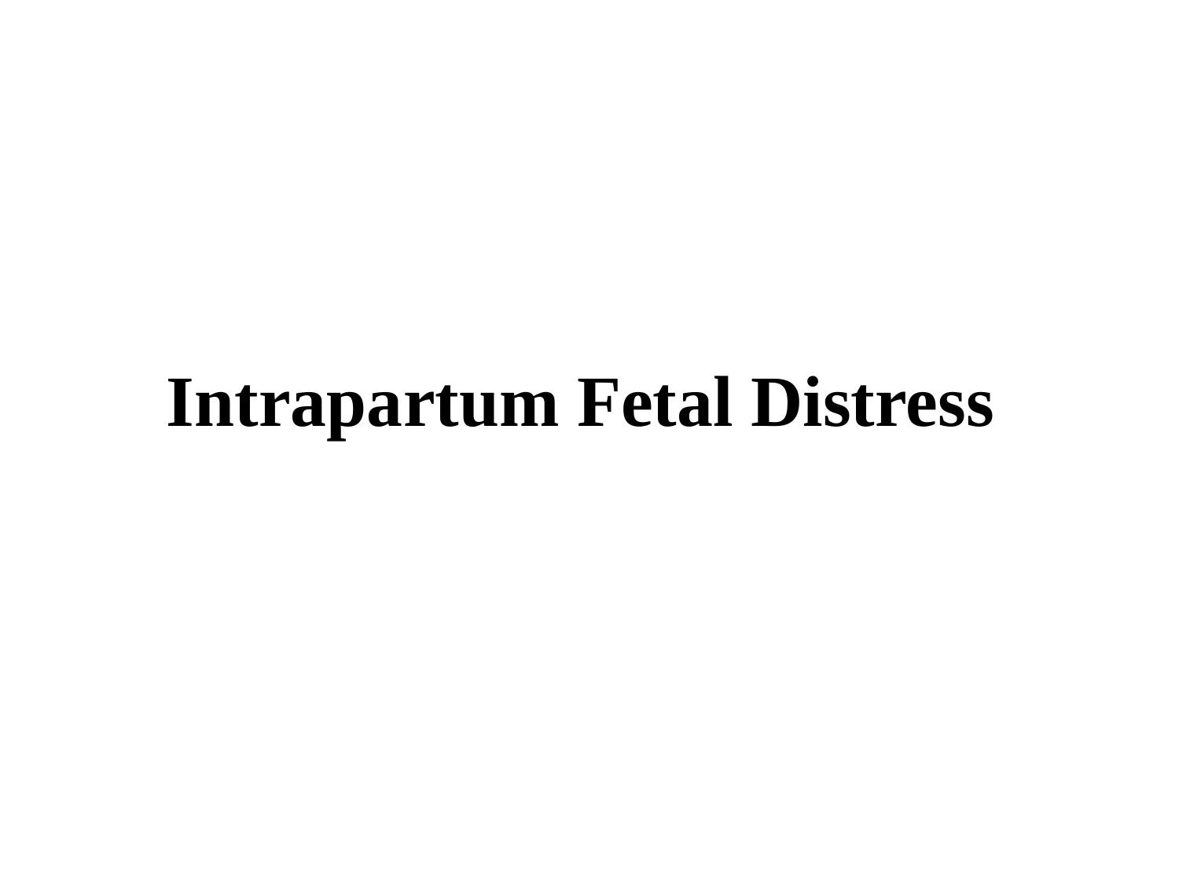# Intrapartum Fetal Distress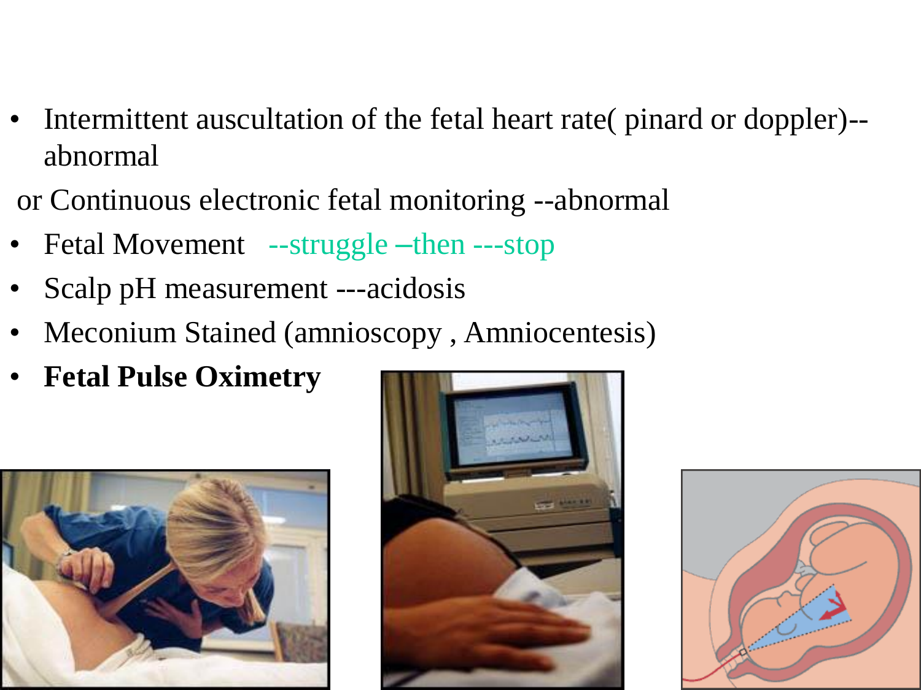- Intermittent auscultation of the fetal heart rate( pinard or doppler)--abnormal

or Continuous electronic fetal monitoring --abnormal

- Fetal Movement --struggle –then ---stop
- Scalp pH measurement ---acidosis
- Meconium Stained (amnioscopy , Amniocentesis)
- **Fetal Pulse Oximetry**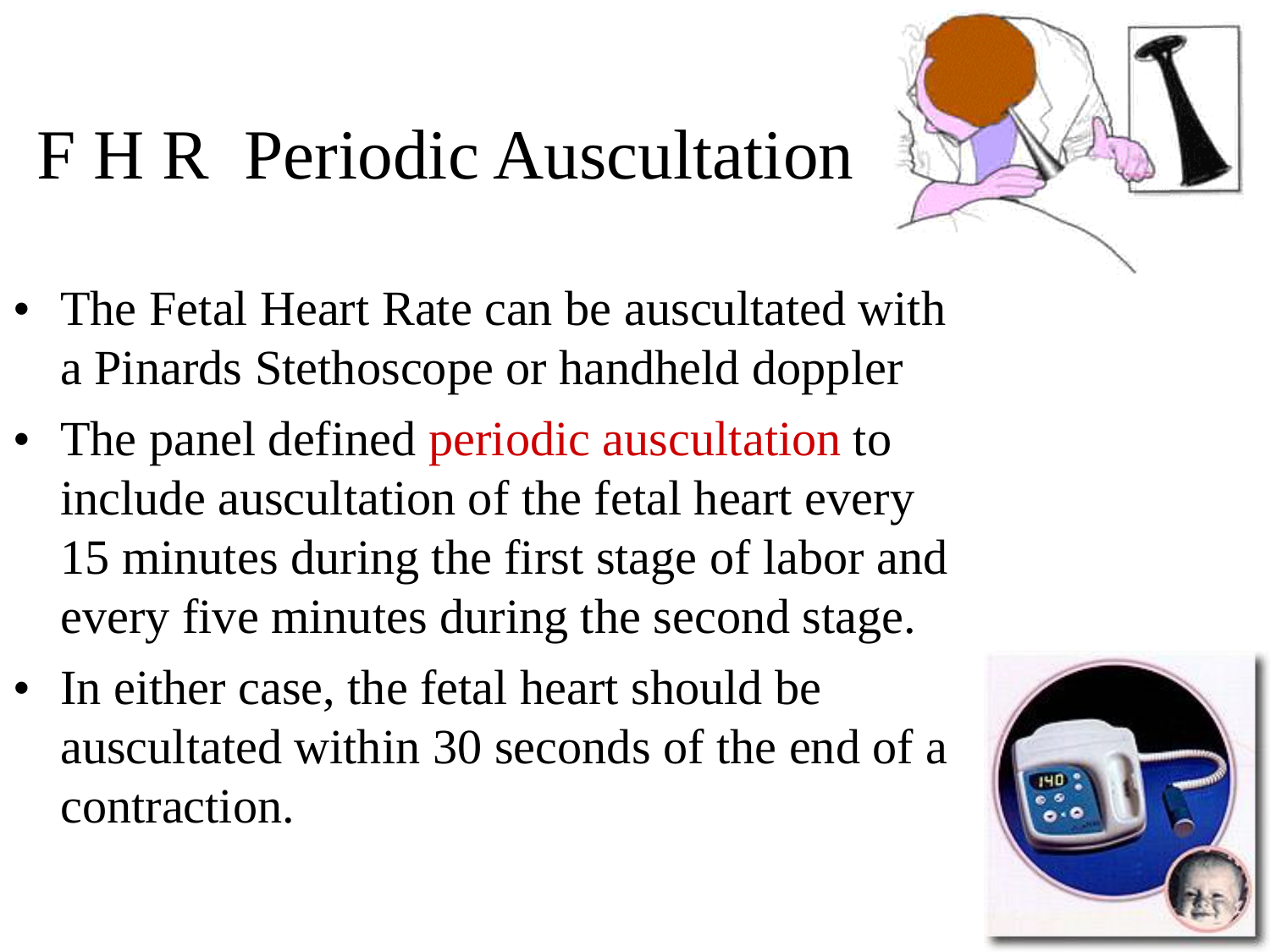# F H R Periodic Auscultation

- The Fetal Heart Rate can be auscultated with a Pinards Stethoscope or handheld doppler
- The panel defined periodic auscultation to include auscultation of the fetal heart every 15 minutes during the first stage of labor and every five minutes during the second stage.
- In either case, the fetal heart should be auscultated within 30 seconds of the end of a contraction.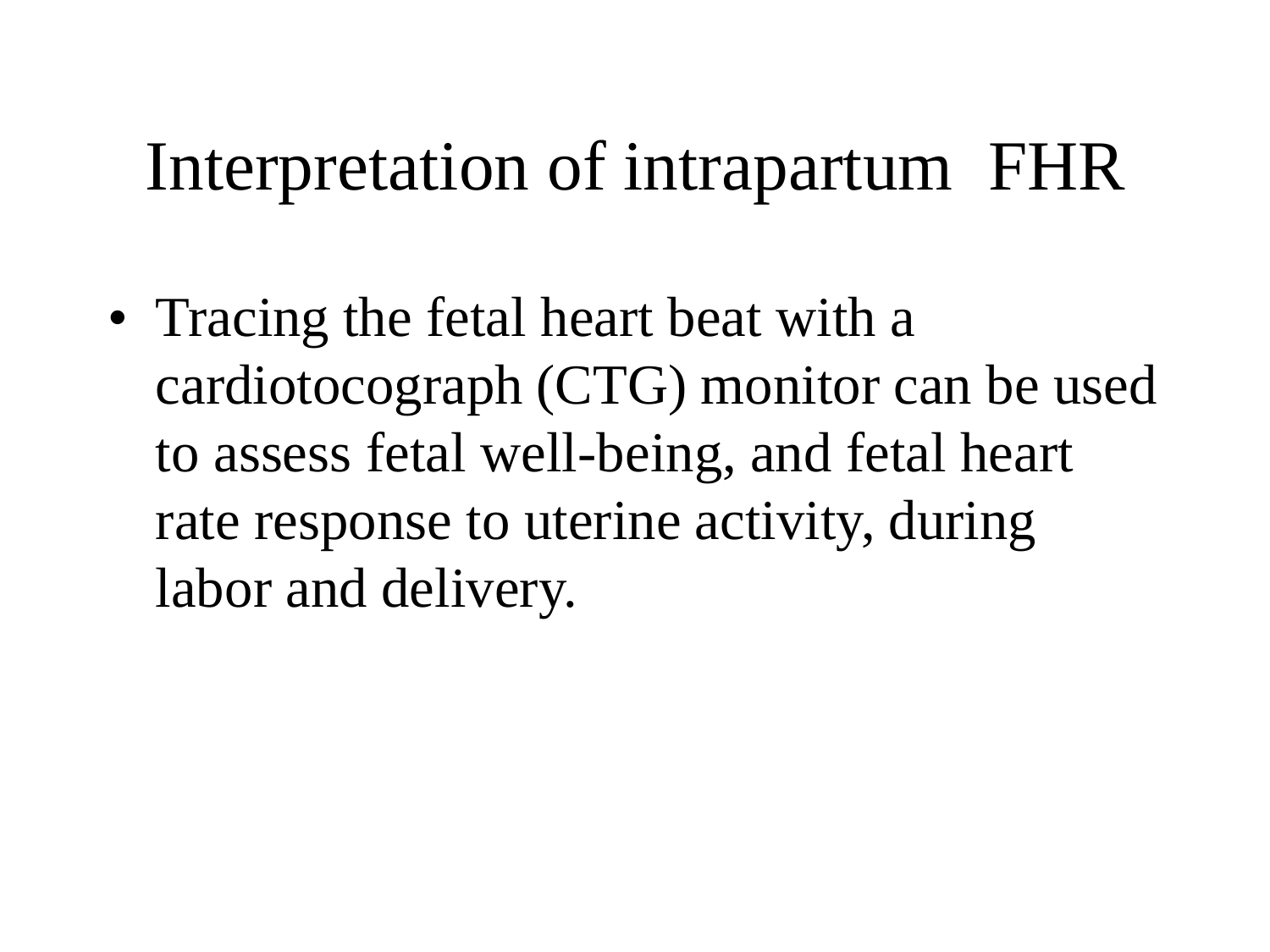# Interpretation of intrapartum FHR

- Tracing the fetal heart beat with a cardiotocograph (CTG) monitor can be used to assess fetal well-being, and fetal heart rate response to uterine activity, during labor and delivery.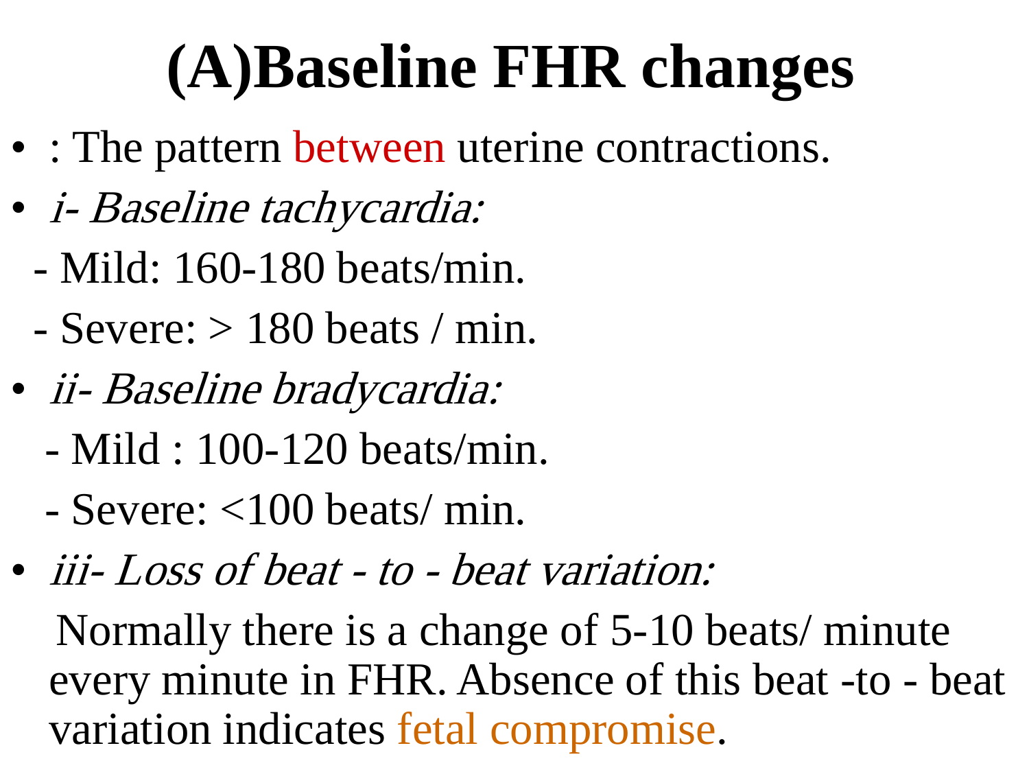# (A)Baseline FHR changes

- : The pattern between uterine contractions.
- *i- Baseline tachycardia:*

  - Mild: 160-180 beats/min.
  - Severe: > 180 beats / min.

- *ii- Baseline bradycardia:*

  - Mild : 100-120 beats/min.
  - Severe: <100 beats/ min.

- *iii- Loss of beat - to - beat variation:*

  Normally there is a change of 5-10 beats/ minute every minute in FHR. Absence of this beat -to - beat variation indicates fetal compromise.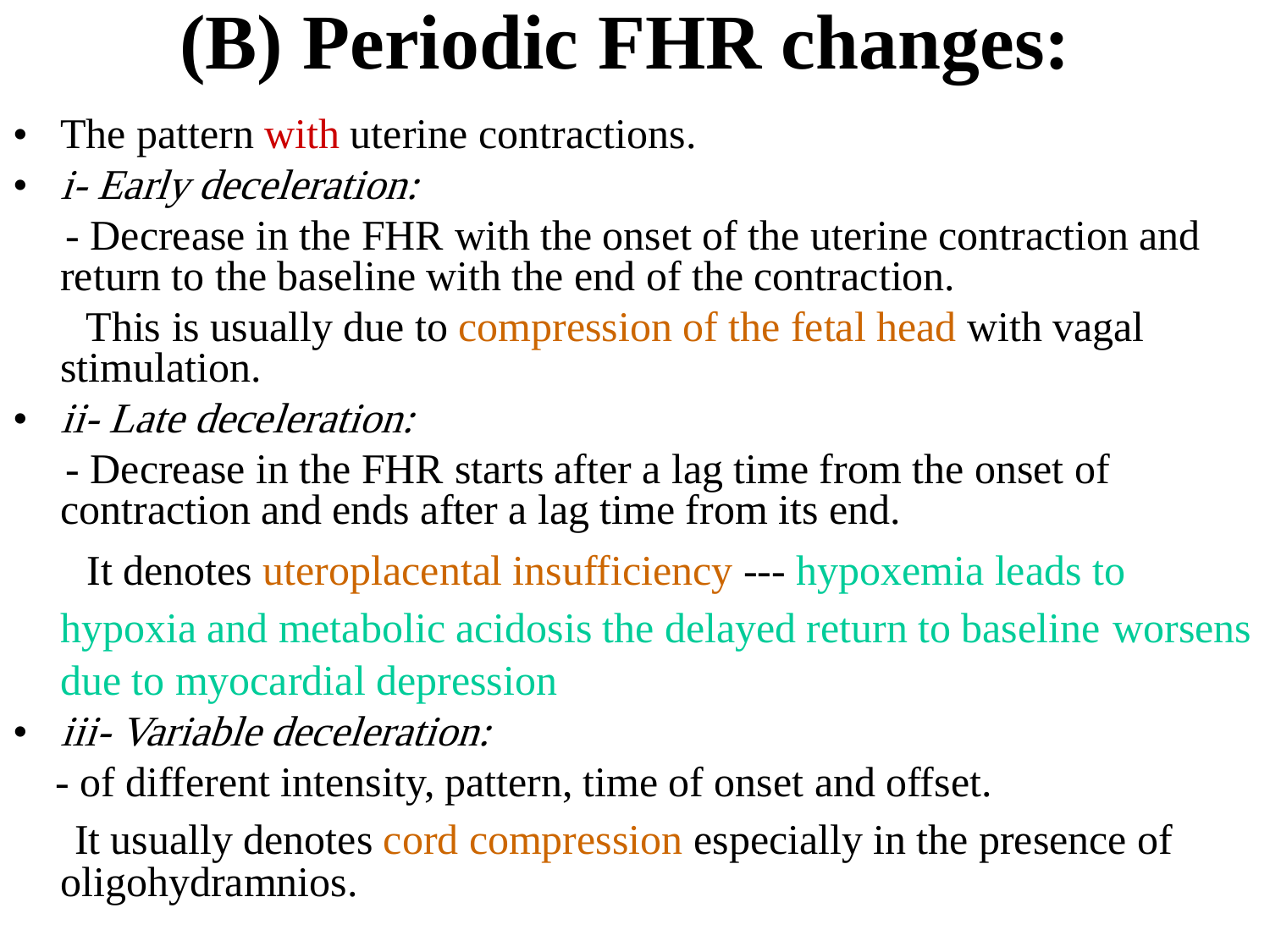# (B) Periodic FHR changes:

- The pattern with uterine contractions.
- *i- Early deceleration:*

  - Decrease in the FHR with the onset of the uterine contraction and return to the baseline with the end of the contraction.

  This is usually due to compression of the fetal head with vagal stimulation.
- *ii- Late deceleration:*

  - Decrease in the FHR starts after a lag time from the onset of contraction and ends after a lag time from its end.

  It denotes uteroplacental insufficiency --- hypoxemia leads to hypoxia and metabolic acidosis the delayed return to baseline worsens due to myocardial depression
- *iii- Variable deceleration:*

  - of different intensity, pattern, time of onset and offset.

  It usually denotes cord compression especially in the presence of oligohydramnios.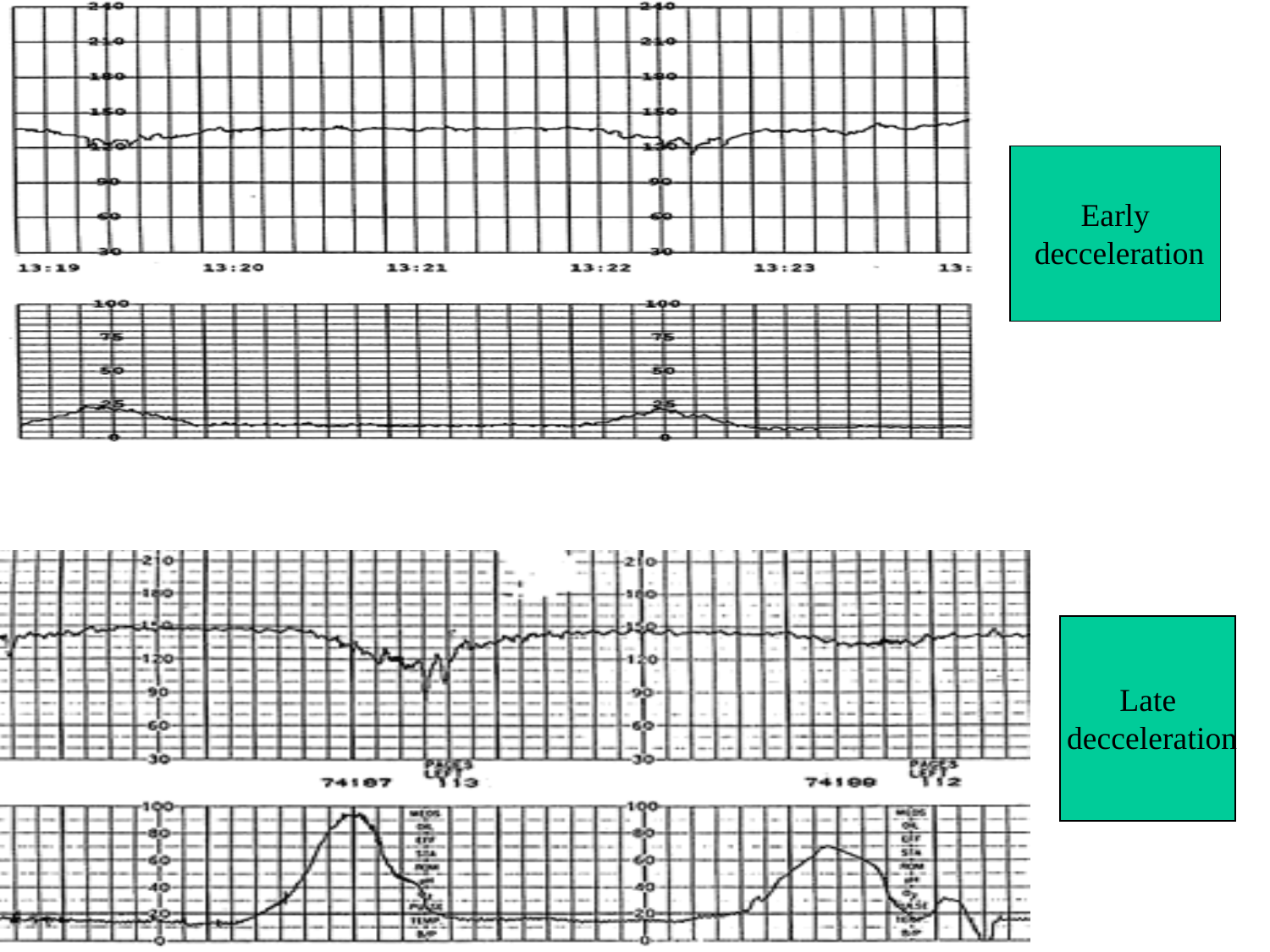Early decceleration

Late decceleration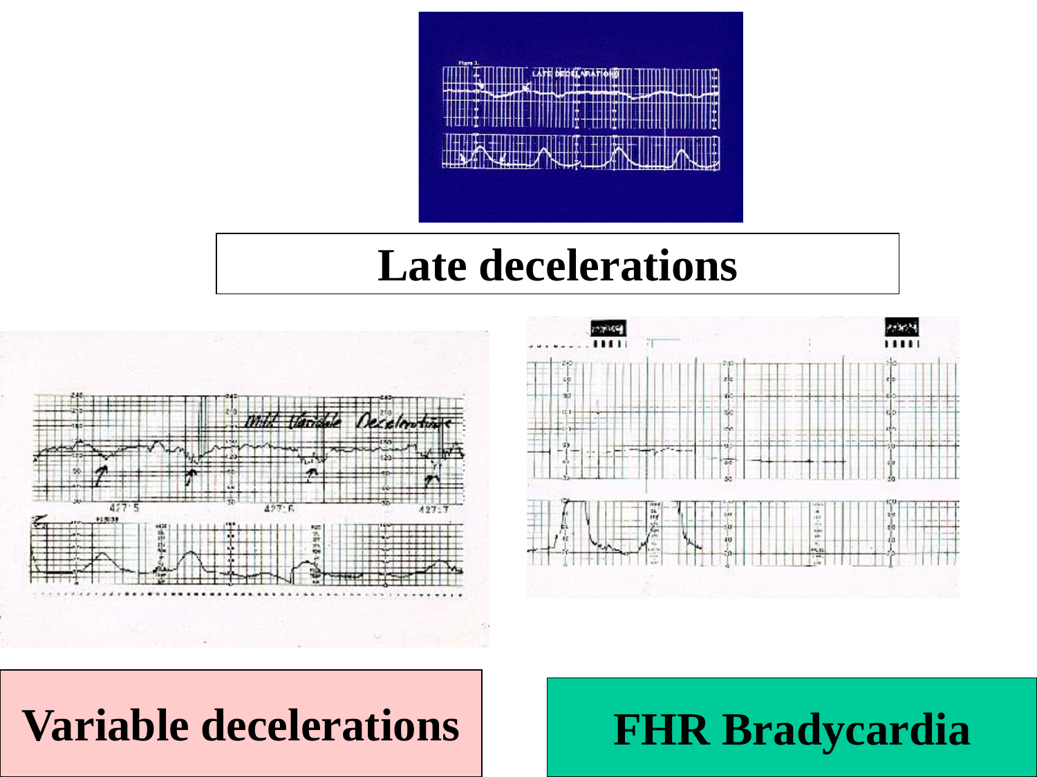Late decelerations

Variable decelerations

FHR Bradycardia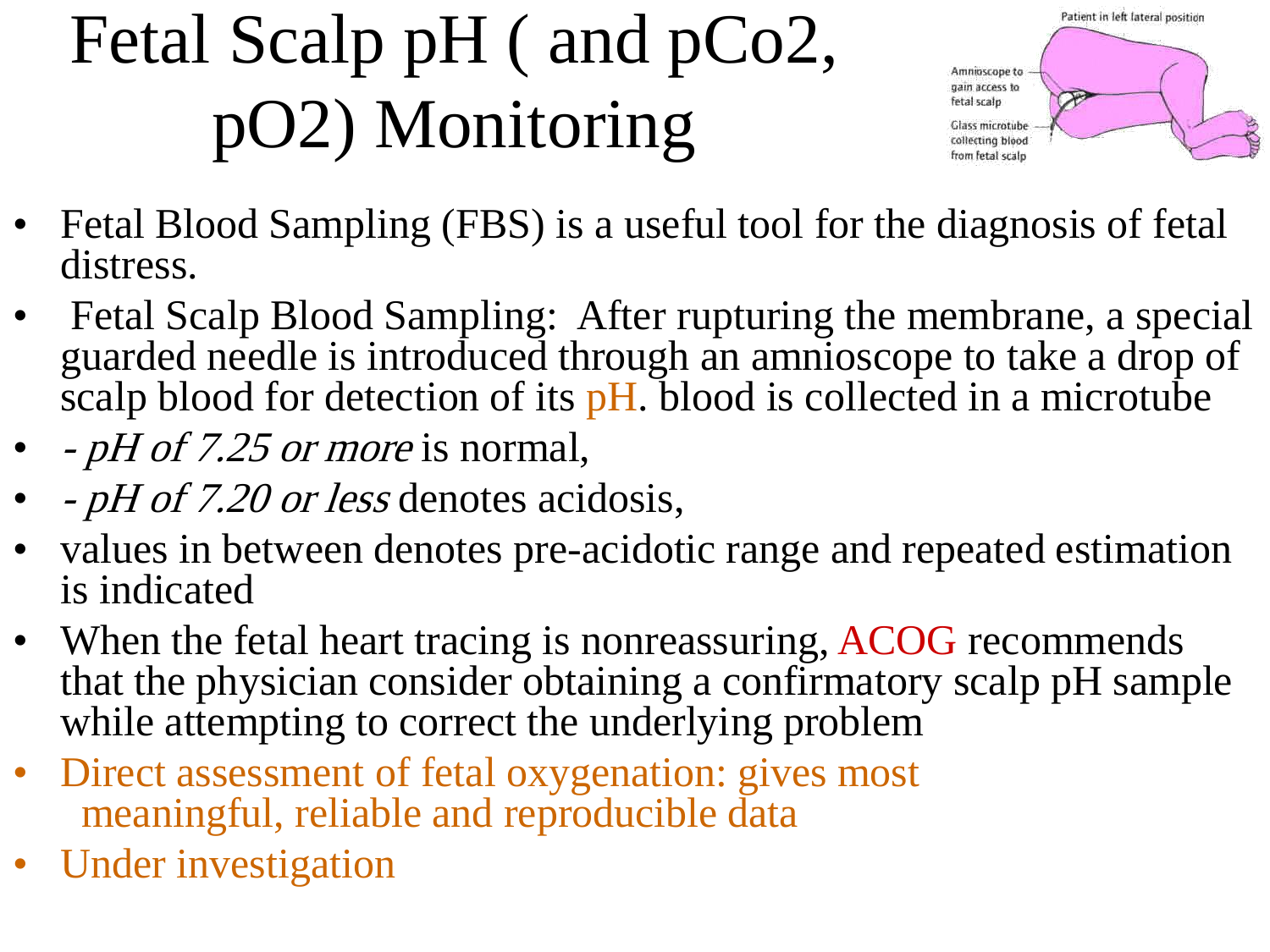# Fetal Scalp pH ( and pCo2, pO2) Monitoring

- Fetal Blood Sampling (FBS) is a useful tool for the diagnosis of fetal distress.
- Fetal Scalp Blood Sampling: After rupturing the membrane, a special guarded needle is introduced through an amnioscope to take a drop of scalp blood for detection of its pH. blood is collected in a microtube
- *- pH of 7.25 or more* is normal,
- *- pH of 7.20 or less* denotes acidosis,
- values in between denotes pre-acidotic range and repeated estimation is indicated
- When the fetal heart tracing is nonreassuring, ACOG recommends that the physician consider obtaining a confirmatory scalp pH sample while attempting to correct the underlying problem
- Direct assessment of fetal oxygenation: gives most meaningful, reliable and reproducible data
- Under investigation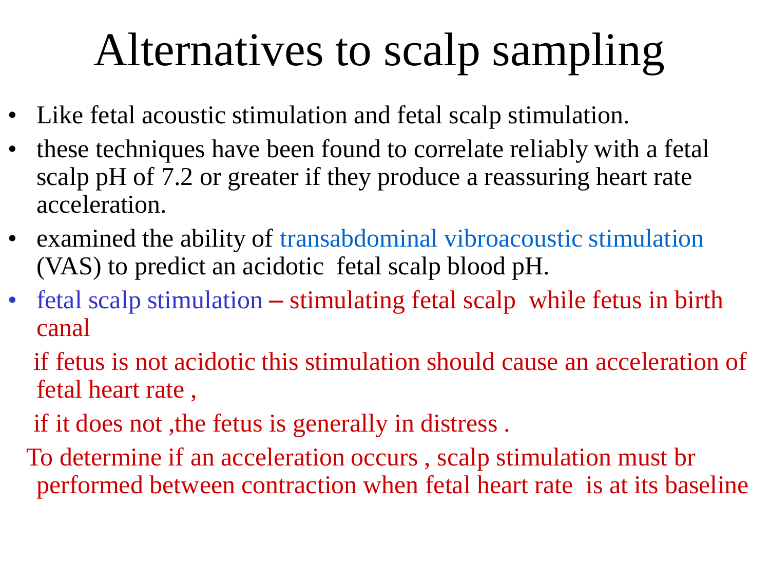# Alternatives to scalp sampling

- Like fetal acoustic stimulation and fetal scalp stimulation.
- these techniques have been found to correlate reliably with a fetal scalp pH of 7.2 or greater if they produce a reassuring heart rate acceleration.
- examined the ability of transabdominal vibroacoustic stimulation (VAS) to predict an acidotic fetal scalp blood pH.
- fetal scalp stimulation – stimulating fetal scalp while fetus in birth canal

  if fetus is not acidotic this stimulation should cause an acceleration of fetal heart rate ,

  if it does not ,the fetus is generally in distress .

  To determine if an acceleration occurs , scalp stimulation must br performed between contraction when fetal heart rate is at its baseline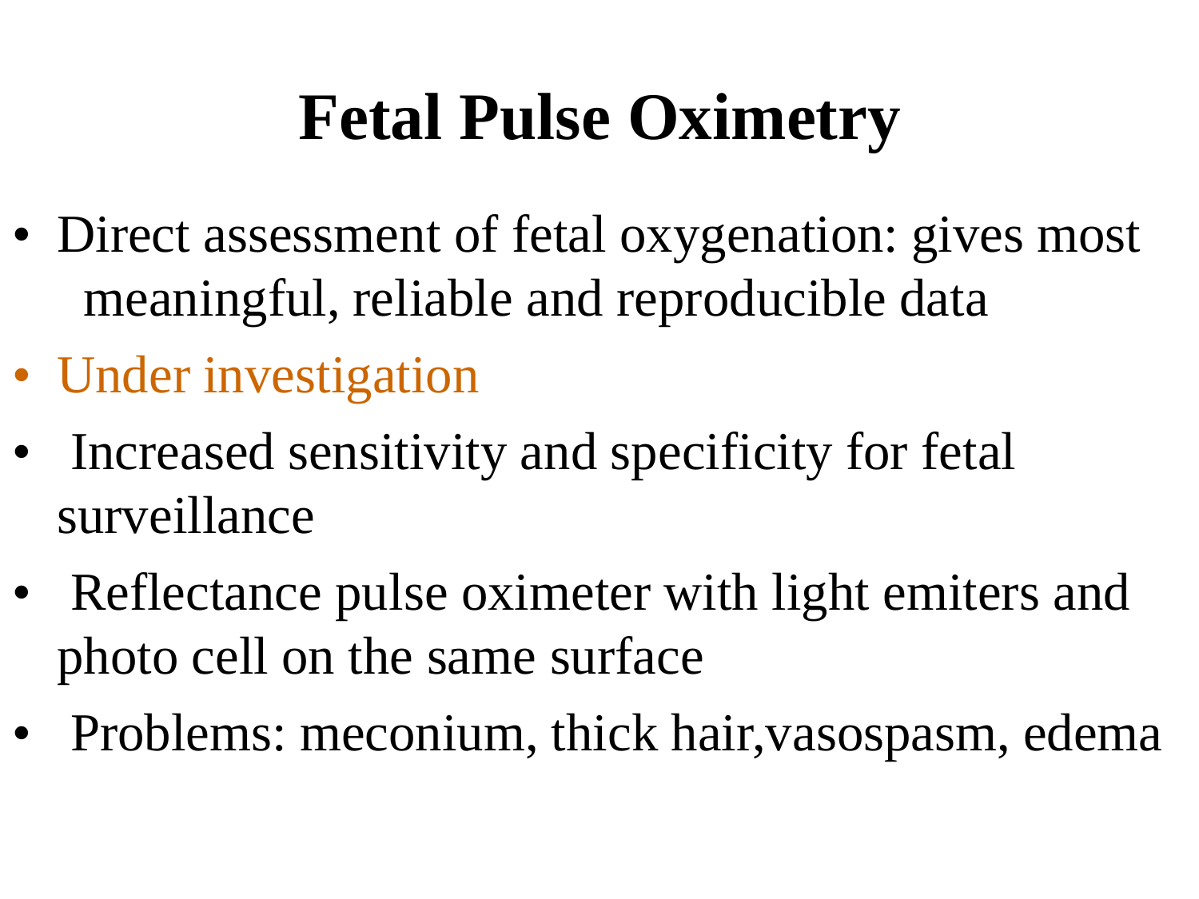# Fetal Pulse Oximetry

- Direct assessment of fetal oxygenation: gives most meaningful, reliable and reproducible data
- Under investigation
- Increased sensitivity and specificity for fetal surveillance
- Reflectance pulse oximeter with light emiters and photo cell on the same surface
- Problems: meconium, thick hair,vasospasm, edema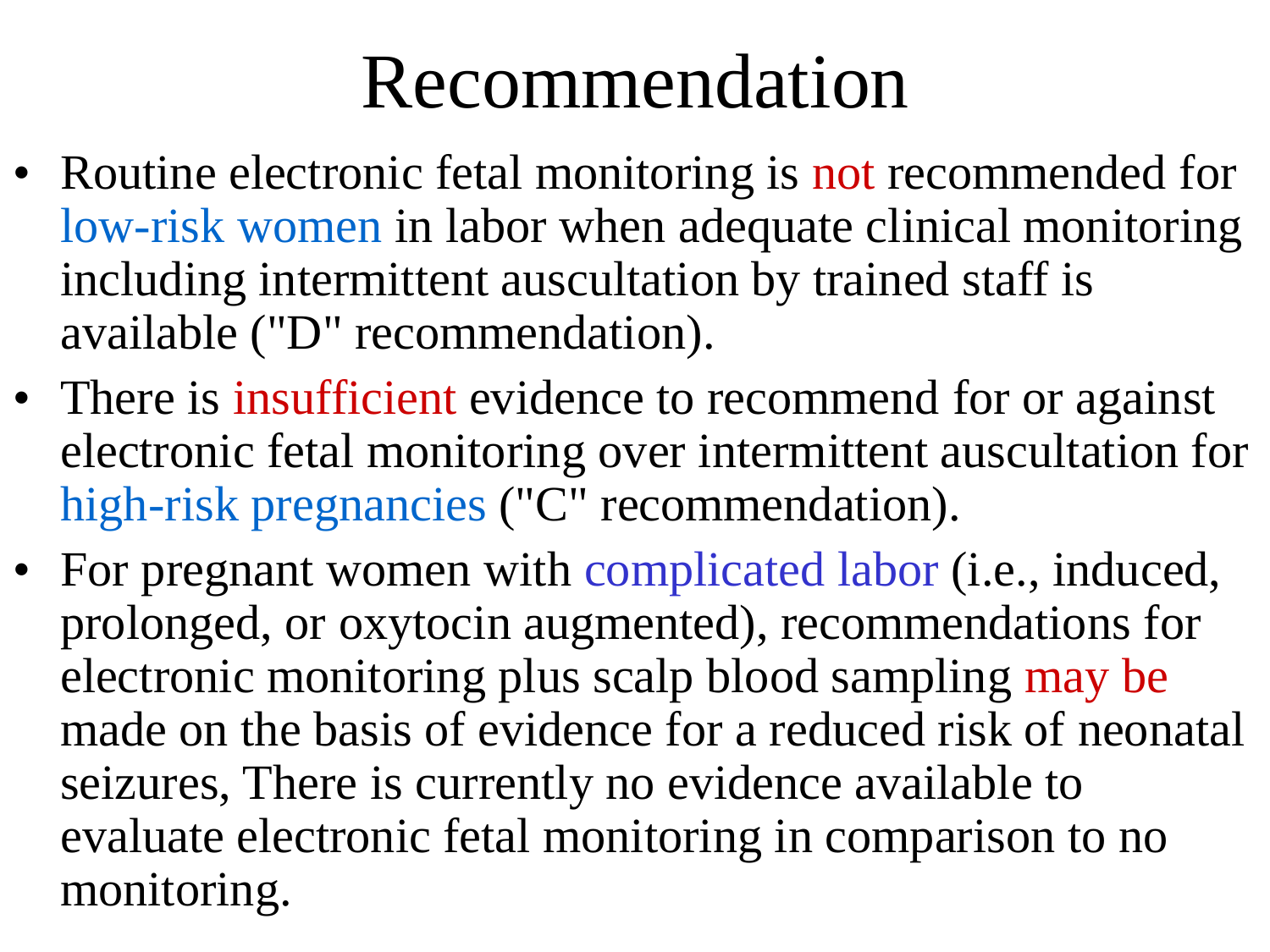# Recommendation

- Routine electronic fetal monitoring is not recommended for low-risk women in labor when adequate clinical monitoring including intermittent auscultation by trained staff is available ("D" recommendation).
- There is insufficient evidence to recommend for or against electronic fetal monitoring over intermittent auscultation for high-risk pregnancies ("C" recommendation).
- For pregnant women with complicated labor (i.e., induced, prolonged, or oxytocin augmented), recommendations for electronic monitoring plus scalp blood sampling may be made on the basis of evidence for a reduced risk of neonatal seizures, There is currently no evidence available to evaluate electronic fetal monitoring in comparison to no monitoring.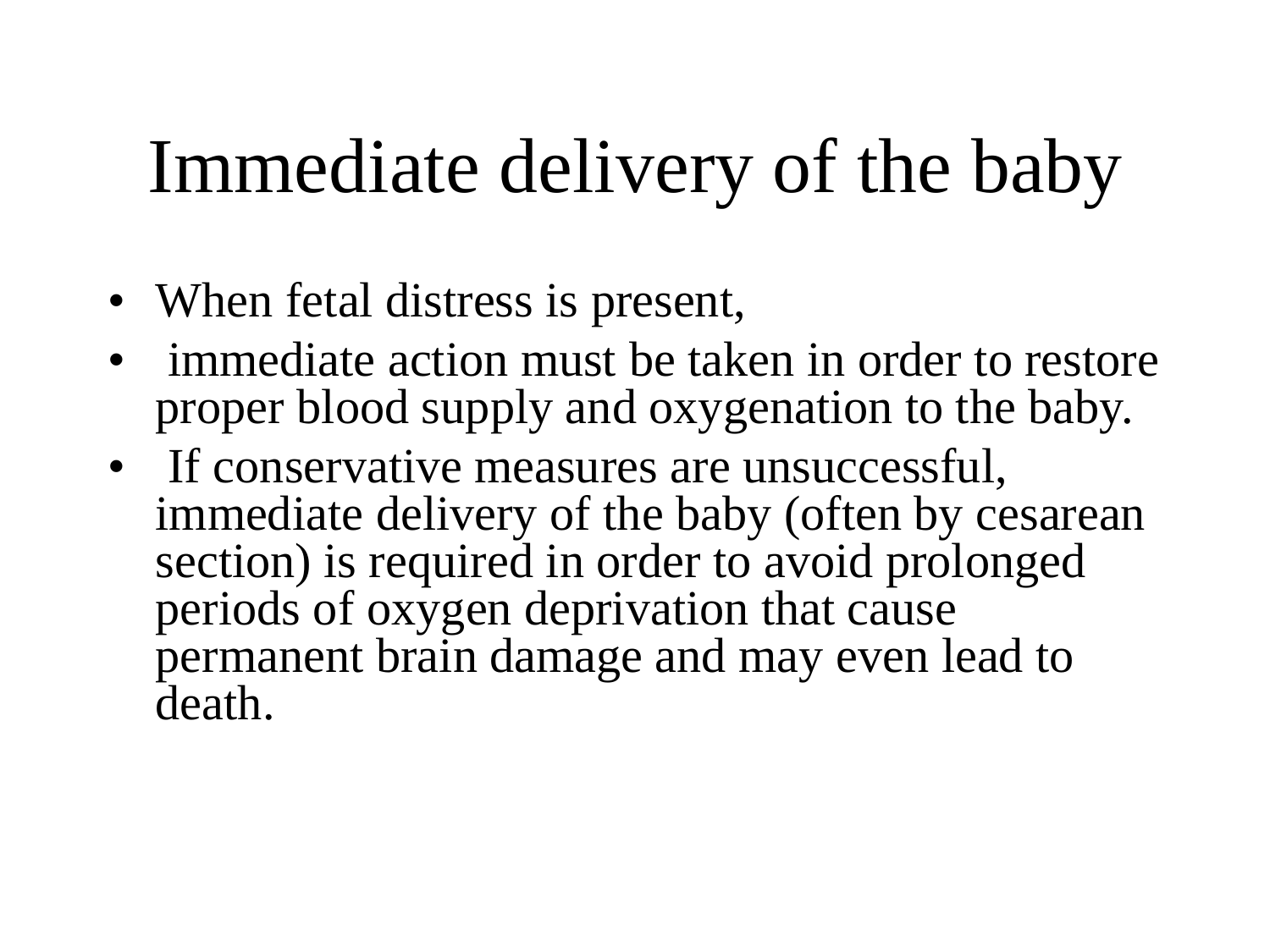# Immediate delivery of the baby

- When fetal distress is present,
- immediate action must be taken in order to restore proper blood supply and oxygenation to the baby.
- If conservative measures are unsuccessful, immediate delivery of the baby (often by cesarean section) is required in order to avoid prolonged periods of oxygen deprivation that cause permanent brain damage and may even lead to death.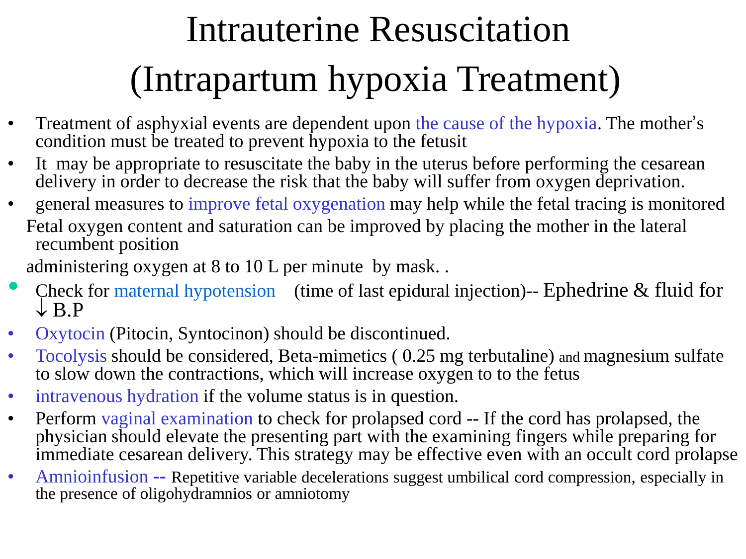# Intrauterine Resuscitation (Intrapartum hypoxia Treatment)

- Treatment of asphyxial events are dependent upon the cause of the hypoxia. The mother's condition must be treated to prevent hypoxia to the fetusit
- It may be appropriate to resuscitate the baby in the uterus before performing the cesarean delivery in order to decrease the risk that the baby will suffer from oxygen deprivation.
- general measures to improve fetal oxygenation may help while the fetal tracing is monitored

  Fetal oxygen content and saturation can be improved by placing the mother in the lateral recumbent position

  administering oxygen at 8 to 10 L per minute by mask. .
- Check for maternal hypotension (time of last epidural injection)-- Ephedrine & fluid for ↓ B.P
- Oxytocin (Pitocin, Syntocinon) should be discontinued.
- Tocolysis should be considered, Beta-mimetics ( 0.25 mg terbutaline) and magnesium sulfate to slow down the contractions, which will increase oxygen to to the fetus
- intravenous hydration if the volume status is in question.
- Perform vaginal examination to check for prolapsed cord -- If the cord has prolapsed, the physician should elevate the presenting part with the examining fingers while preparing for immediate cesarean delivery. This strategy may be effective even with an occult cord prolapse
- Amnioinfusion -- Repetitive variable decelerations suggest umbilical cord compression, especially in the presence of oligohydramnios or amniotomy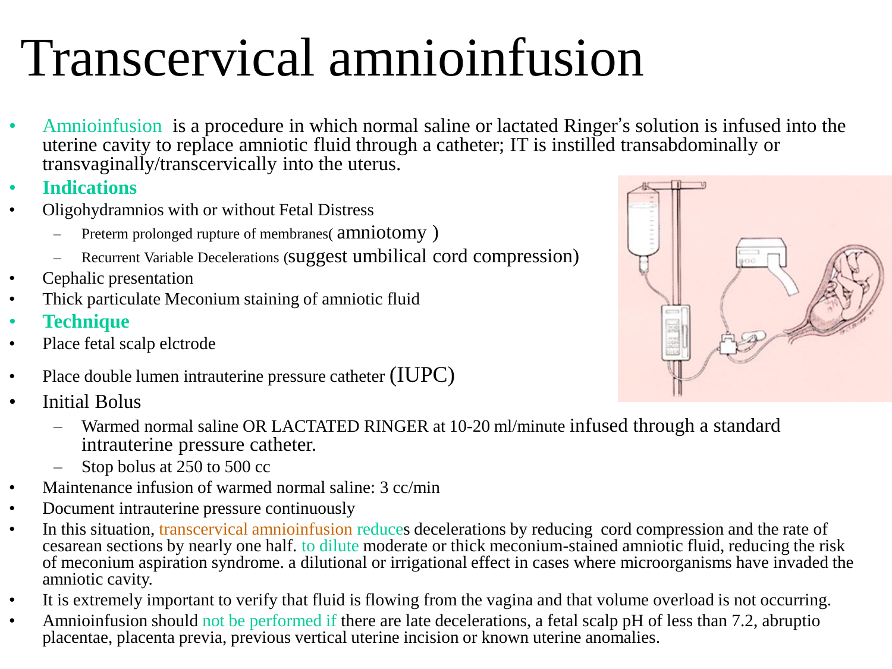# Transcervical amnioinfusion

- Amnioinfusion is a procedure in which normal saline or lactated Ringer's solution is infused into the uterine cavity to replace amniotic fluid through a catheter; IT is instilled transabdominally or transvaginally/transcervically into the uterus.
- **Indications**
- Oligohydramnios with or without Fetal Distress
  - Preterm prolonged rupture of membranes( amniotomy )
  - Recurrent Variable Decelerations (suggest umbilical cord compression)
- Cephalic presentation
- Thick particulate Meconium staining of amniotic fluid
- **Technique**
- Place fetal scalp elctrode
- Place double lumen intrauterine pressure catheter (IUPC)
- Initial Bolus
  - Warmed normal saline OR LACTATED RINGER at 10-20 ml/minute infused through a standard intrauterine pressure catheter.
  - Stop bolus at 250 to 500 cc
- Maintenance infusion of warmed normal saline: 3 cc/min
- Document intrauterine pressure continuously
- In this situation, transcervical amnioinfusion reduces decelerations by reducing cord compression and the rate of cesarean sections by nearly one half. to dilute moderate or thick meconium-stained amniotic fluid, reducing the risk of meconium aspiration syndrome. a dilutional or irrigational effect in cases where microorganisms have invaded the amniotic cavity.
- It is extremely important to verify that fluid is flowing from the vagina and that volume overload is not occurring.
- Amnioinfusion should not be performed if there are late decelerations, a fetal scalp pH of less than 7.2, abruptio placentae, placenta previa, previous vertical uterine incision or known uterine anomalies.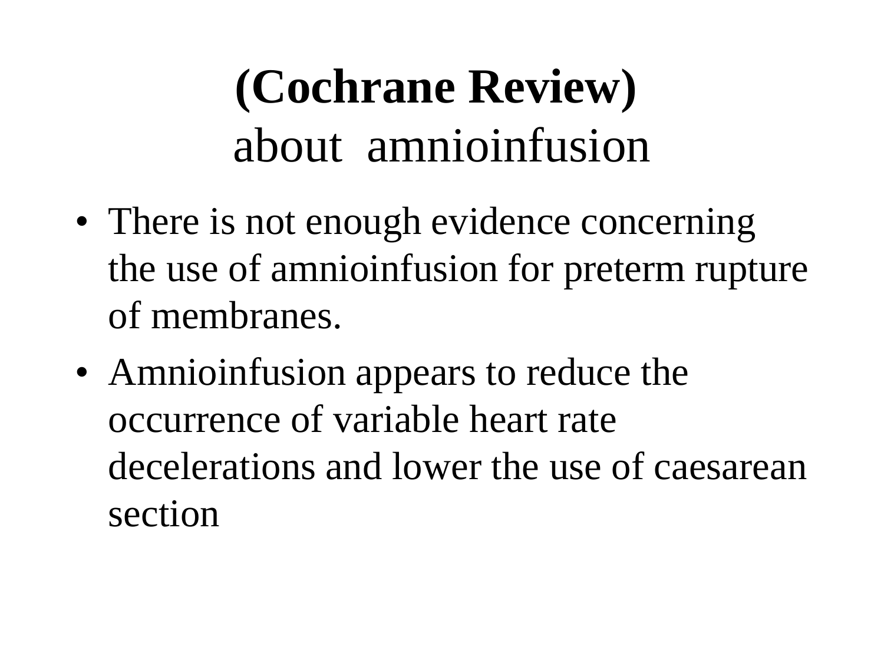# **(Cochrane Review)** about amnioinfusion

- There is not enough evidence concerning the use of amnioinfusion for preterm rupture of membranes.
- Amnioinfusion appears to reduce the occurrence of variable heart rate decelerations and lower the use of caesarean section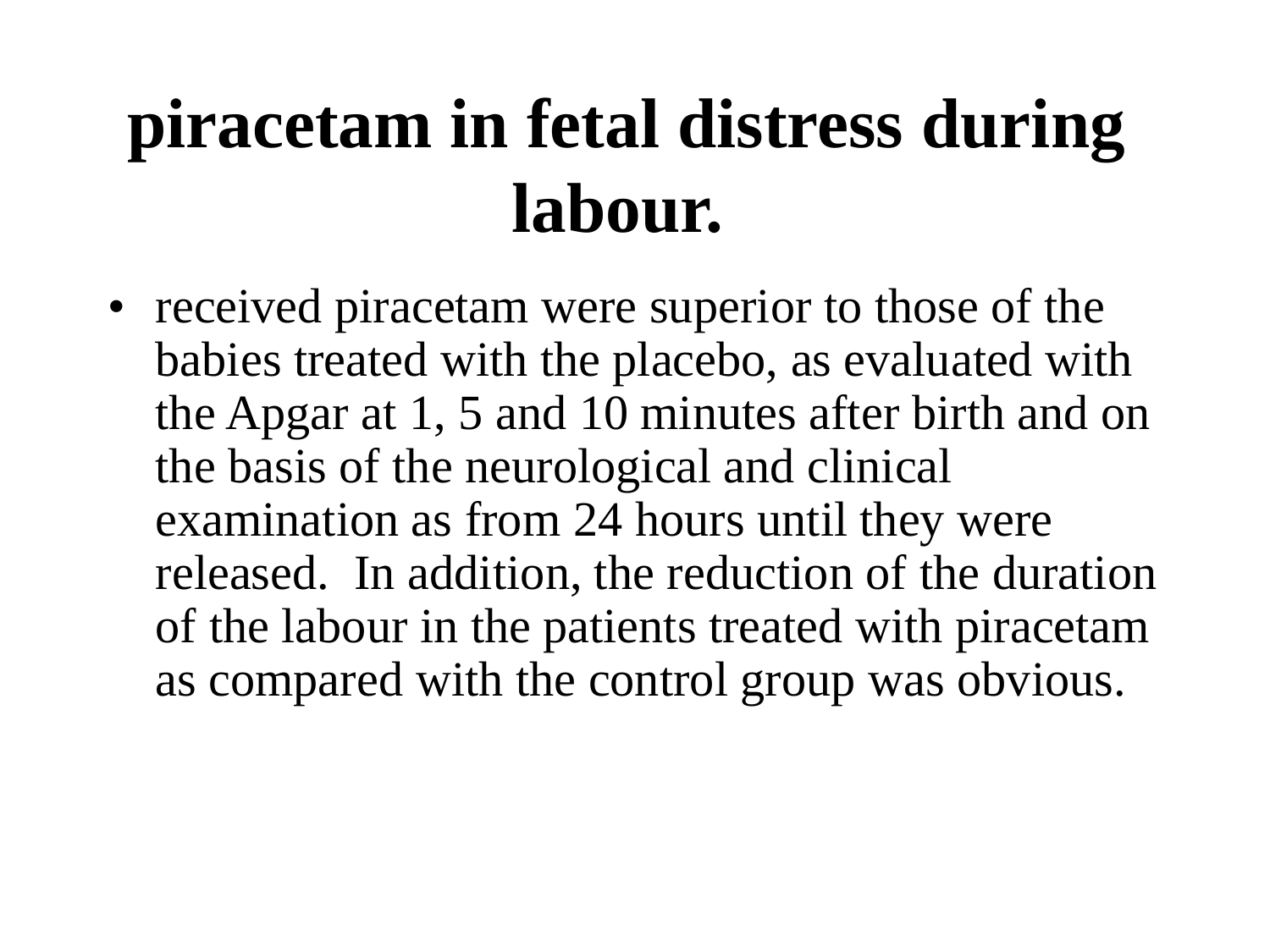# piracetam in fetal distress during labour.

- received piracetam were superior to those of the babies treated with the placebo, as evaluated with the Apgar at 1, 5 and 10 minutes after birth and on the basis of the neurological and clinical examination as from 24 hours until they were released. In addition, the reduction of the duration of the labour in the patients treated with piracetam as compared with the control group was obvious.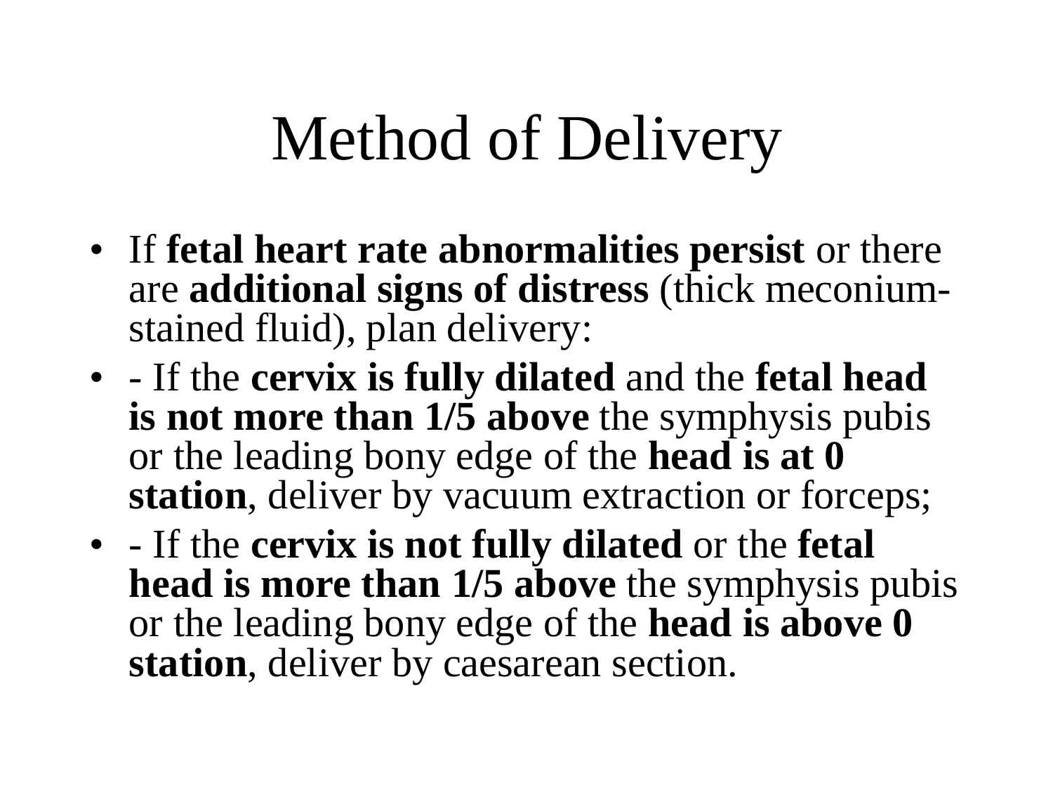# Method of Delivery

- If **fetal heart rate abnormalities persist** or there are **additional signs of distress** (thick meconium-stained fluid), plan delivery:
- - If the **cervix is fully dilated** and the **fetal head is not more than 1/5 above** the symphysis pubis or the leading bony edge of the **head is at 0 station**, deliver by vacuum extraction or forceps;
- - If the **cervix is not fully dilated** or the **fetal head is more than 1/5 above** the symphysis pubis or the leading bony edge of the **head is above 0 station**, deliver by caesarean section.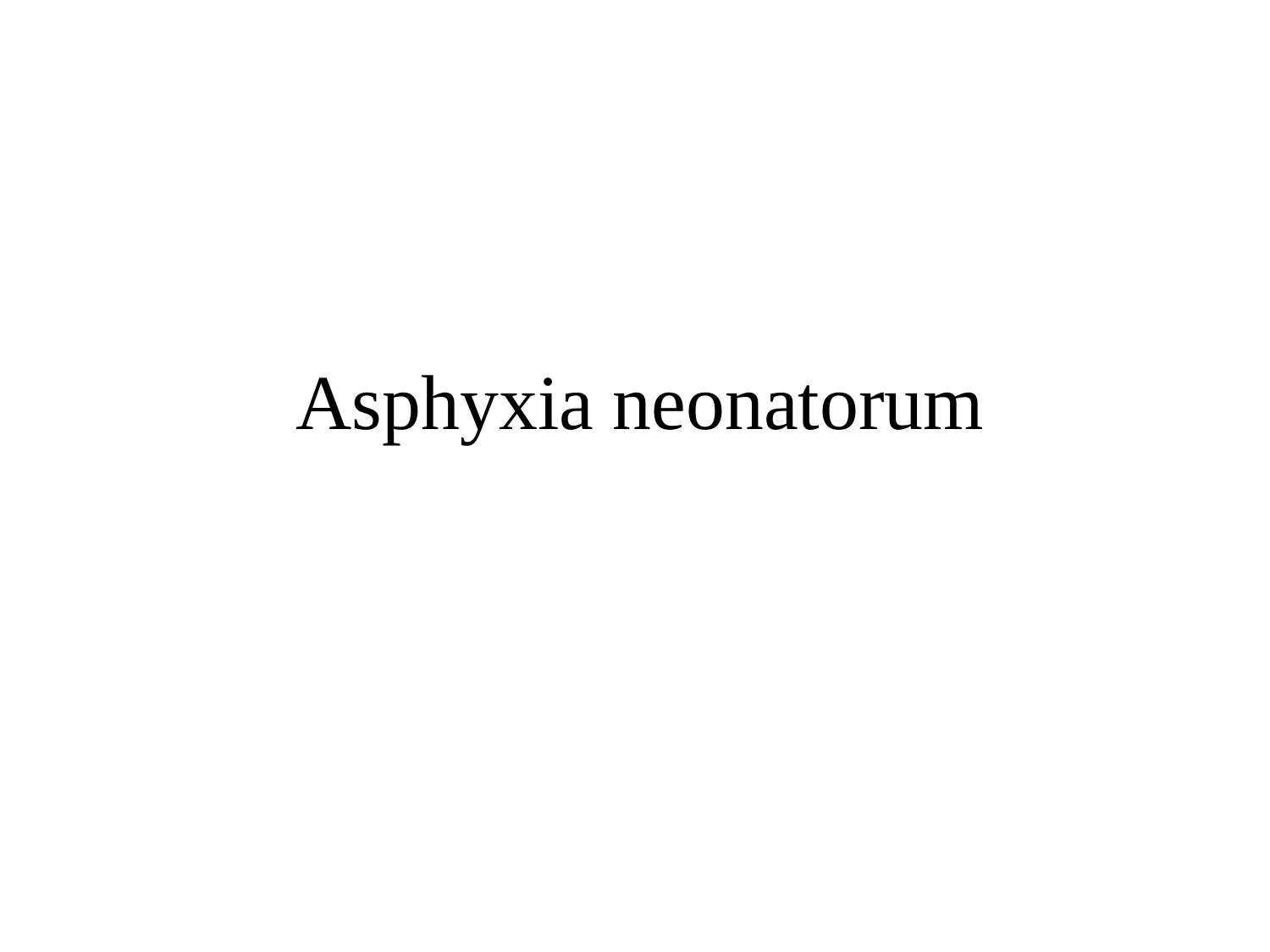# Asphyxia neonatorum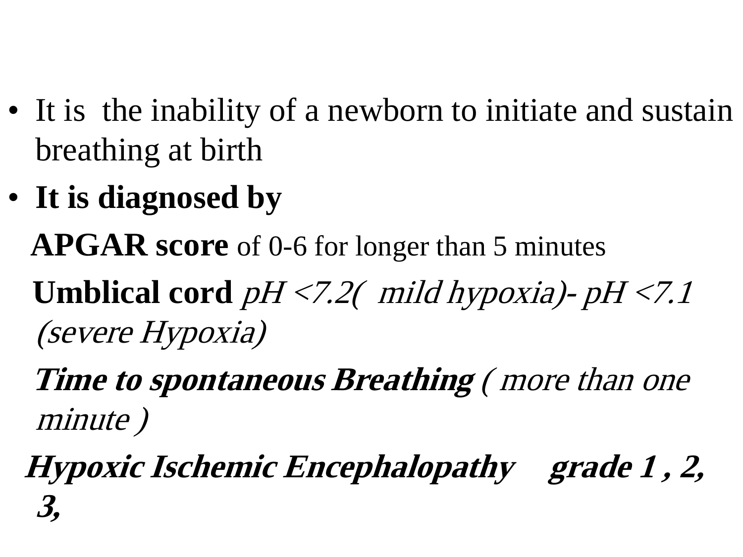- It is  the inability of a newborn to initiate and sustain breathing at birth
- **It is diagnosed by**

  **APGAR score** of 0-6 for longer than 5 minutes

  **Umblical cord** *pH <7.2(  mild hypoxia)- pH <7.1 (severe Hypoxia)*

  ***Time to spontaneous Breathing*** *( more than one minute )*

  ***Hypoxic Ischemic Encephalopathy    grade 1 , 2, 3,***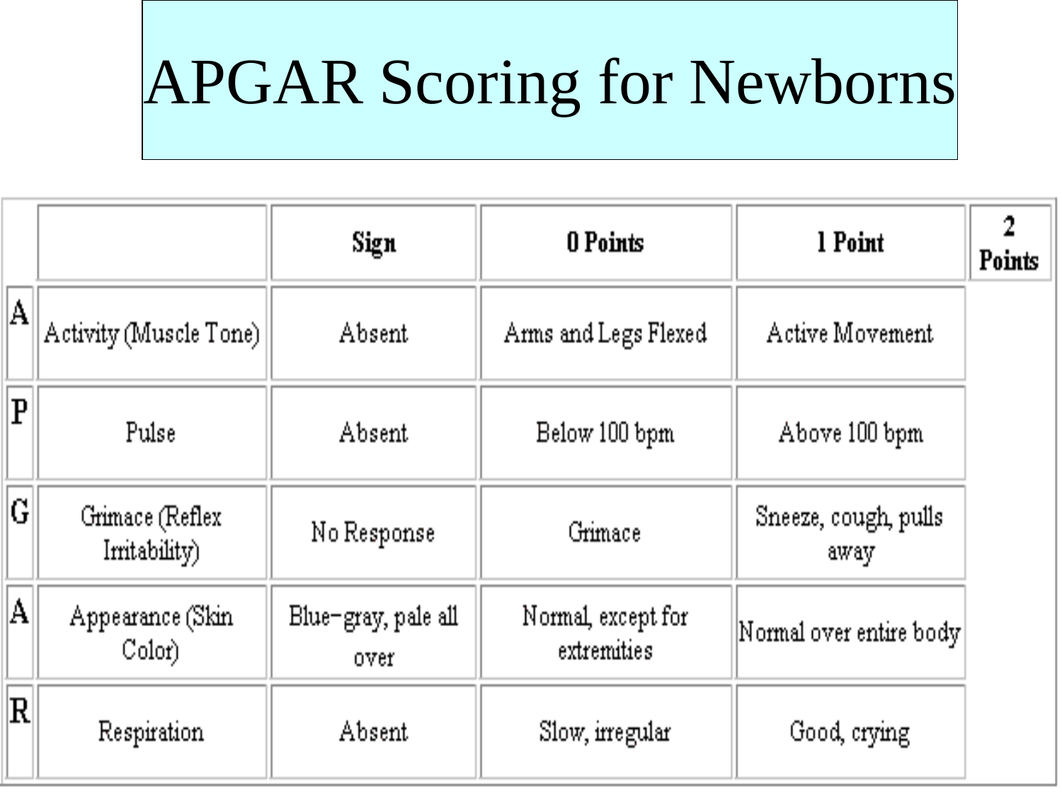# APGAR Scoring for Newborns

| | | Sign | 0 Points | 1 Point | 2 Points |
|---|---|---|---|---|---|
| A | Activity (Muscle Tone) | Absent | Arms and Legs Flexed | Active Movement | |
| P | Pulse | Absent | Below 100 bpm | Above 100 bpm | |
| G | Grimace (Reflex Irritability) | No Response | Grimace | Sneeze, cough, pulls away | |
| A | Appearance (Skin Color) | Blue-gray, pale all over | Normal, except for extremities | Normal over entire body | |
| R | Respiration | Absent | Slow, irregular | Good, crying | |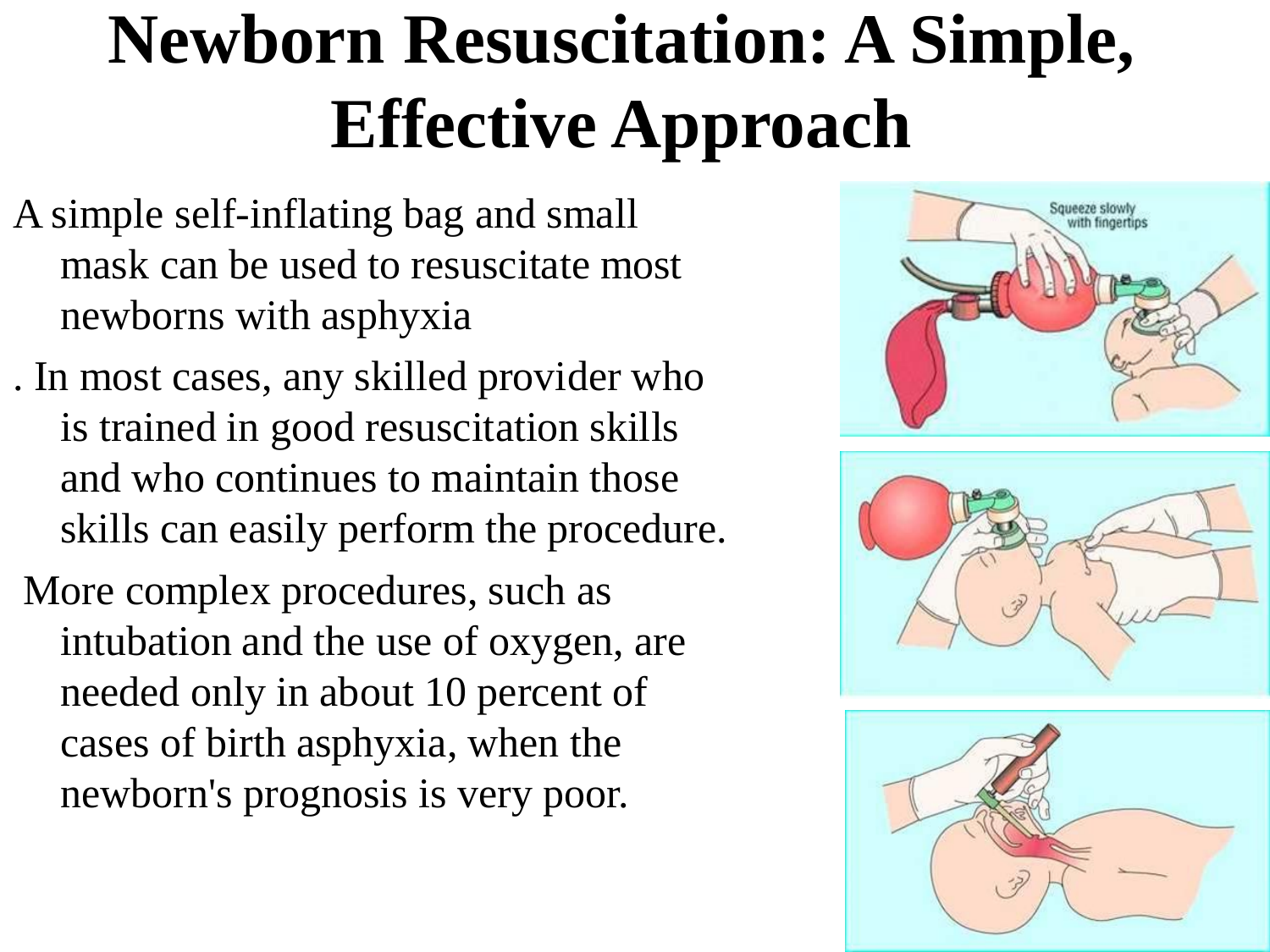# Newborn Resuscitation: A Simple, Effective Approach

A simple self-inflating bag and small mask can be used to resuscitate most newborns with asphyxia

. In most cases, any skilled provider who is trained in good resuscitation skills and who continues to maintain those skills can easily perform the procedure.

More complex procedures, such as intubation and the use of oxygen, are needed only in about 10 percent of cases of birth asphyxia, when the newborn's prognosis is very poor.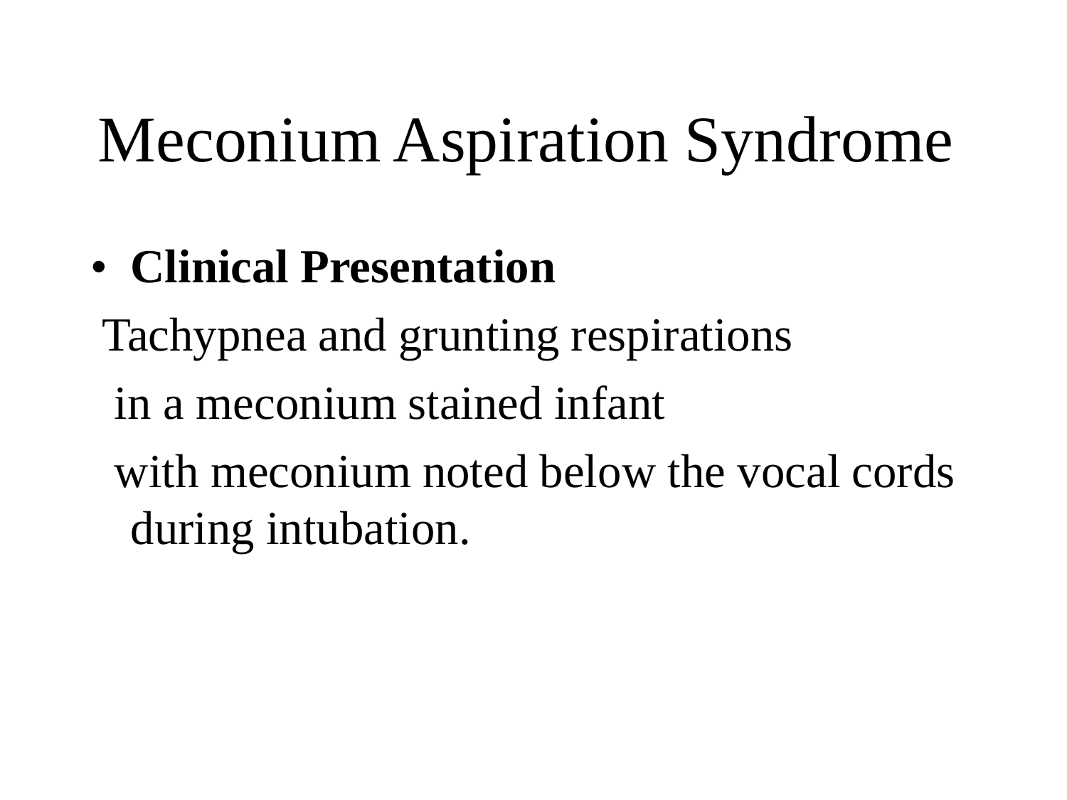# Meconium Aspiration Syndrome

- **Clinical Presentation**

Tachypnea and grunting respirations

in a meconium stained infant

with meconium noted below the vocal cords during intubation.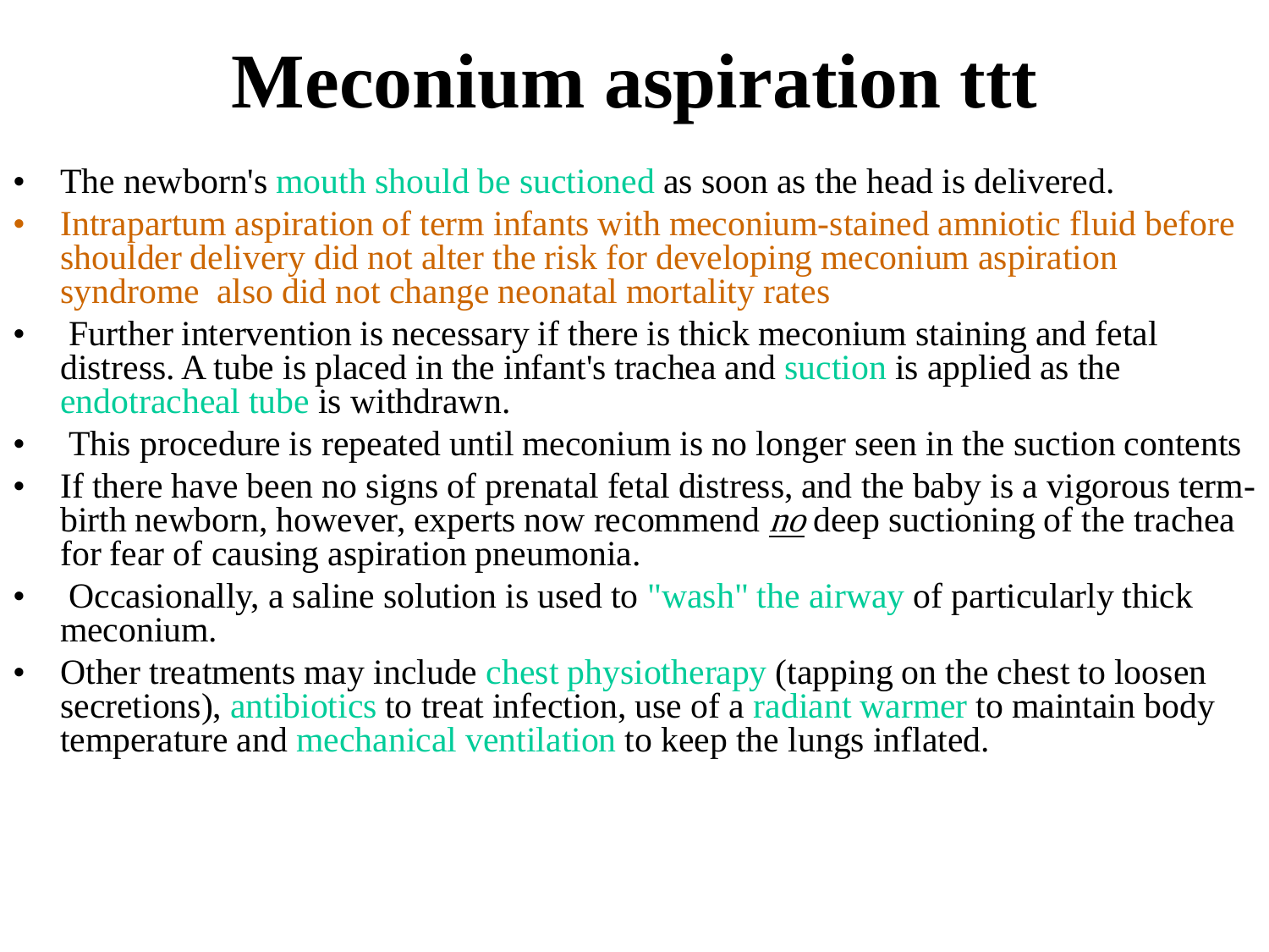# Meconium aspiration ttt

- The newborn's mouth should be suctioned as soon as the head is delivered.
- Intrapartum aspiration of term infants with meconium-stained amniotic fluid before shoulder delivery did not alter the risk for developing meconium aspiration syndrome also did not change neonatal mortality rates
- Further intervention is necessary if there is thick meconium staining and fetal distress. A tube is placed in the infant's trachea and suction is applied as the endotracheal tube is withdrawn.
- This procedure is repeated until meconium is no longer seen in the suction contents
- If there have been no signs of prenatal fetal distress, and the baby is a vigorous term-birth newborn, however, experts now recommend ***no*** deep suctioning of the trachea for fear of causing aspiration pneumonia.
- Occasionally, a saline solution is used to "wash" the airway of particularly thick meconium.
- Other treatments may include chest physiotherapy (tapping on the chest to loosen secretions), antibiotics to treat infection, use of a radiant warmer to maintain body temperature and mechanical ventilation to keep the lungs inflated.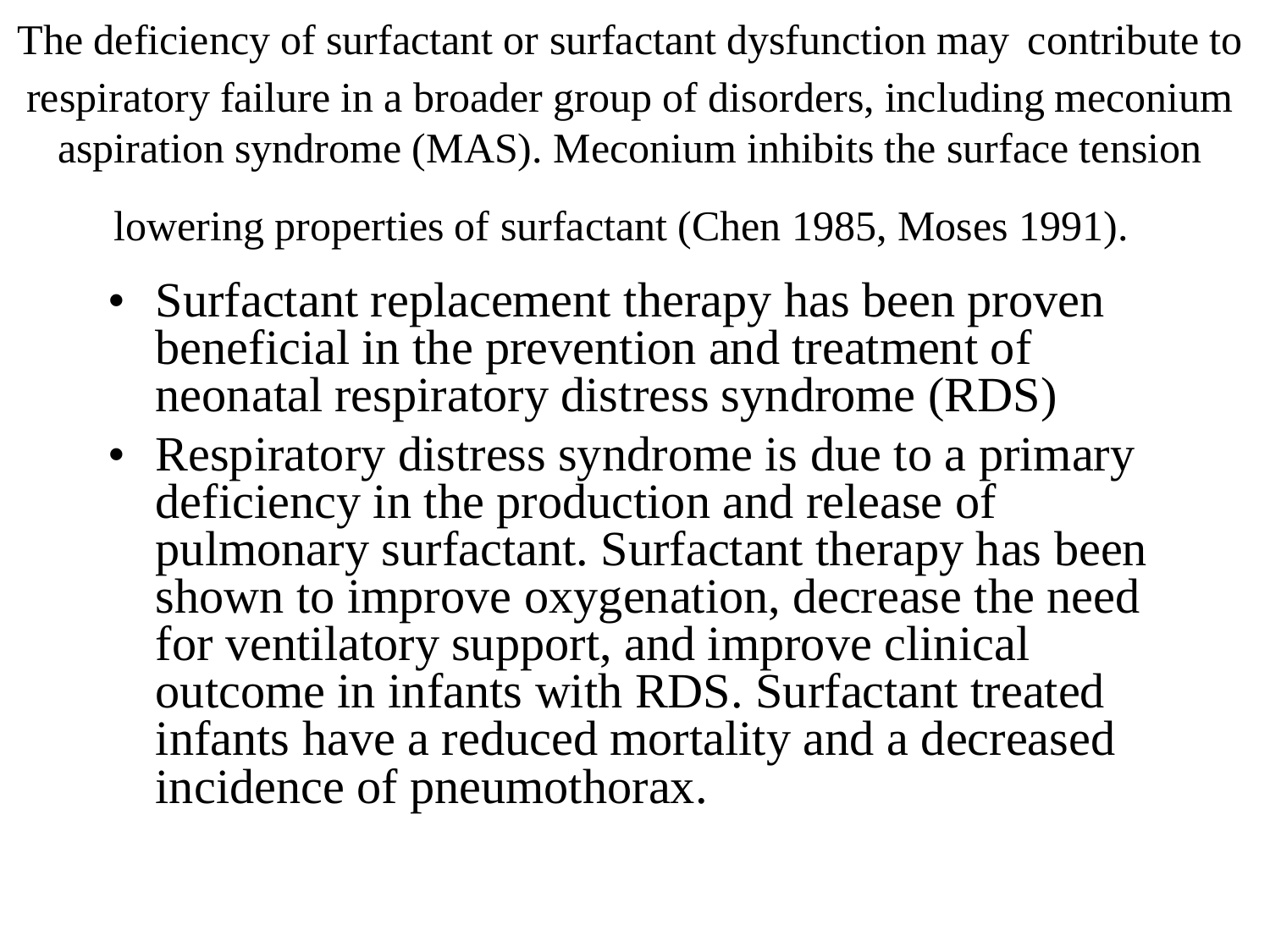The deficiency of surfactant or surfactant dysfunction may contribute to respiratory failure in a broader group of disorders, including meconium aspiration syndrome (MAS). Meconium inhibits the surface tension lowering properties of surfactant (Chen 1985, Moses 1991).

- Surfactant replacement therapy has been proven beneficial in the prevention and treatment of neonatal respiratory distress syndrome (RDS)
- Respiratory distress syndrome is due to a primary deficiency in the production and release of pulmonary surfactant. Surfactant therapy has been shown to improve oxygenation, decrease the need for ventilatory support, and improve clinical outcome in infants with RDS. Surfactant treated infants have a reduced mortality and a decreased incidence of pneumothorax.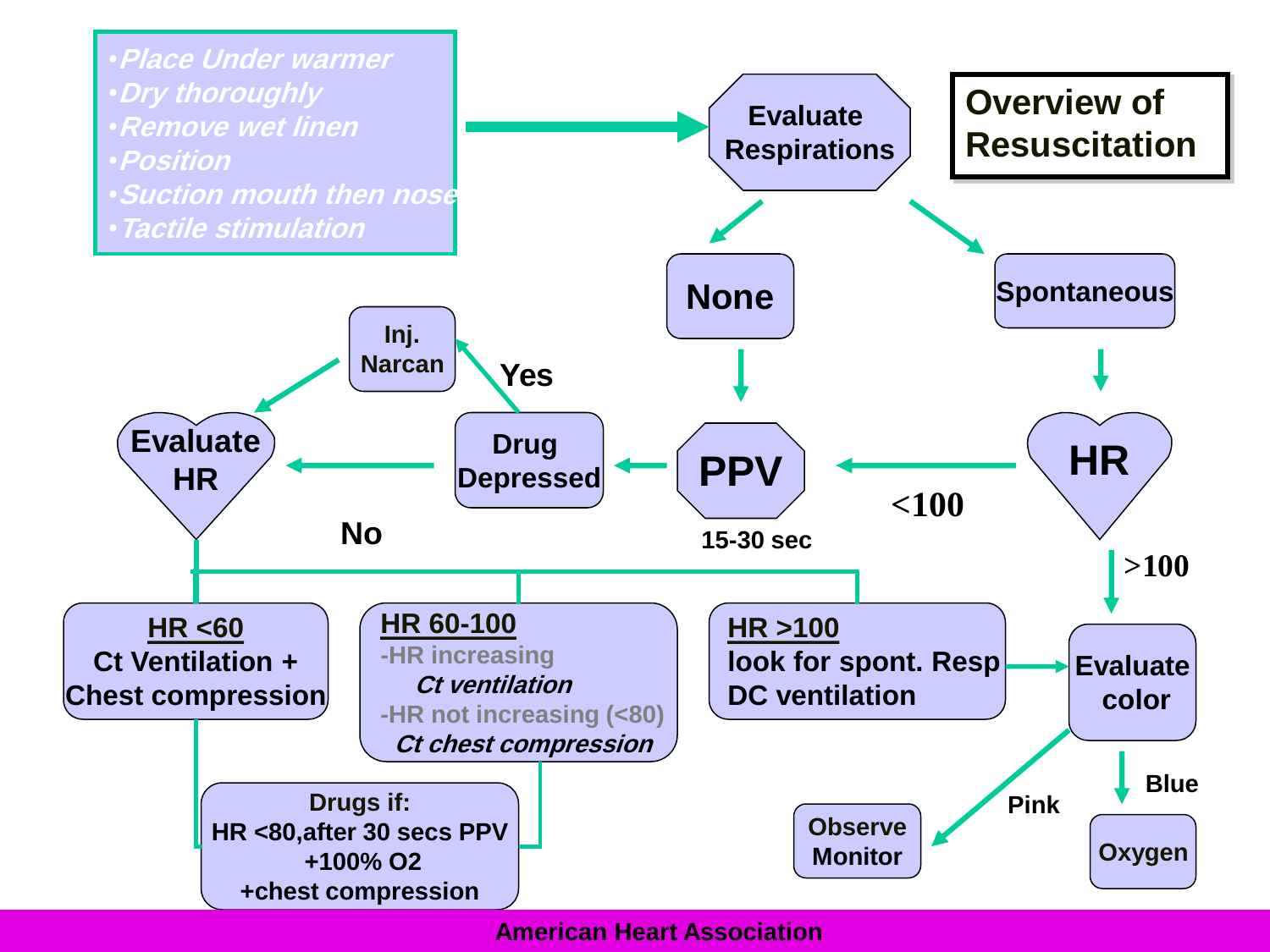# Overview of Resuscitation

- *Place Under warmer*
- *Dry thoroughly*
- *Remove wet linen*
- *Position*
- *Suction mouth then nose*
- *Tactile stimulation*

→ **Evaluate Respirations**

- **None** → **PPV** (15-30 sec) → **Drug Depressed**
  - Yes → **Inj. Narcan** → **Evaluate HR**
  - No → **Evaluate HR**
- **Spontaneous** → **HR**
  - <100 → **PPV**
  - >100 → **Evaluate color**

**Evaluate HR:**

- **HR <60**
  Ct Ventilation +
  Chest compression
- **HR 60-100**
  -HR increasing
  *Ct ventilation*
  -HR not increasing (<80)
  *Ct chest compression*
- **HR >100**
  look for spont. Resp
  DC ventilation → **Evaluate color**

**Drugs if:**
HR <80,after 30 secs PPV
+100% O2
+chest compression

**Evaluate color:**

- Pink → **Observe Monitor**
- Blue → **Oxygen**

American Heart Association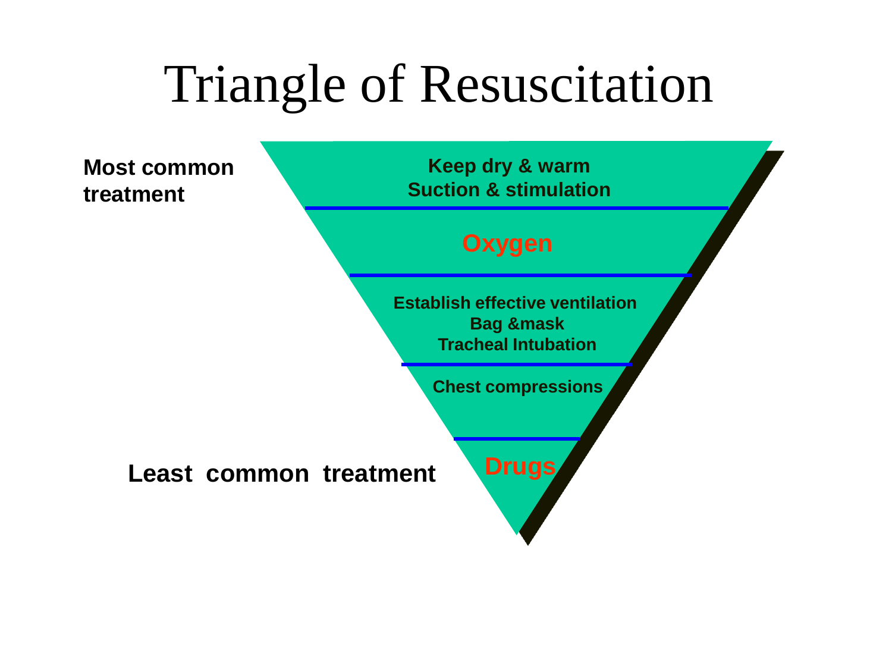# Triangle of Resuscitation

**Most common treatment**

**Keep dry & warm**
**Suction & stimulation**

**Oxygen**

**Establish effective ventilation**
**Bag &mask**
**Tracheal Intubation**

**Chest compressions**

**Drugs**

**Least common treatment**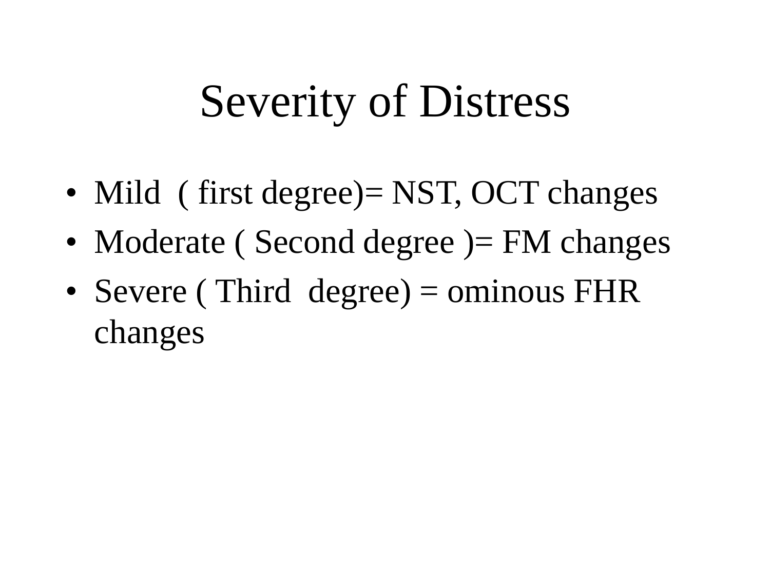# Severity of Distress

- Mild ( first degree)= NST, OCT changes
- Moderate ( Second degree )= FM changes
- Severe ( Third degree) = ominous FHR changes